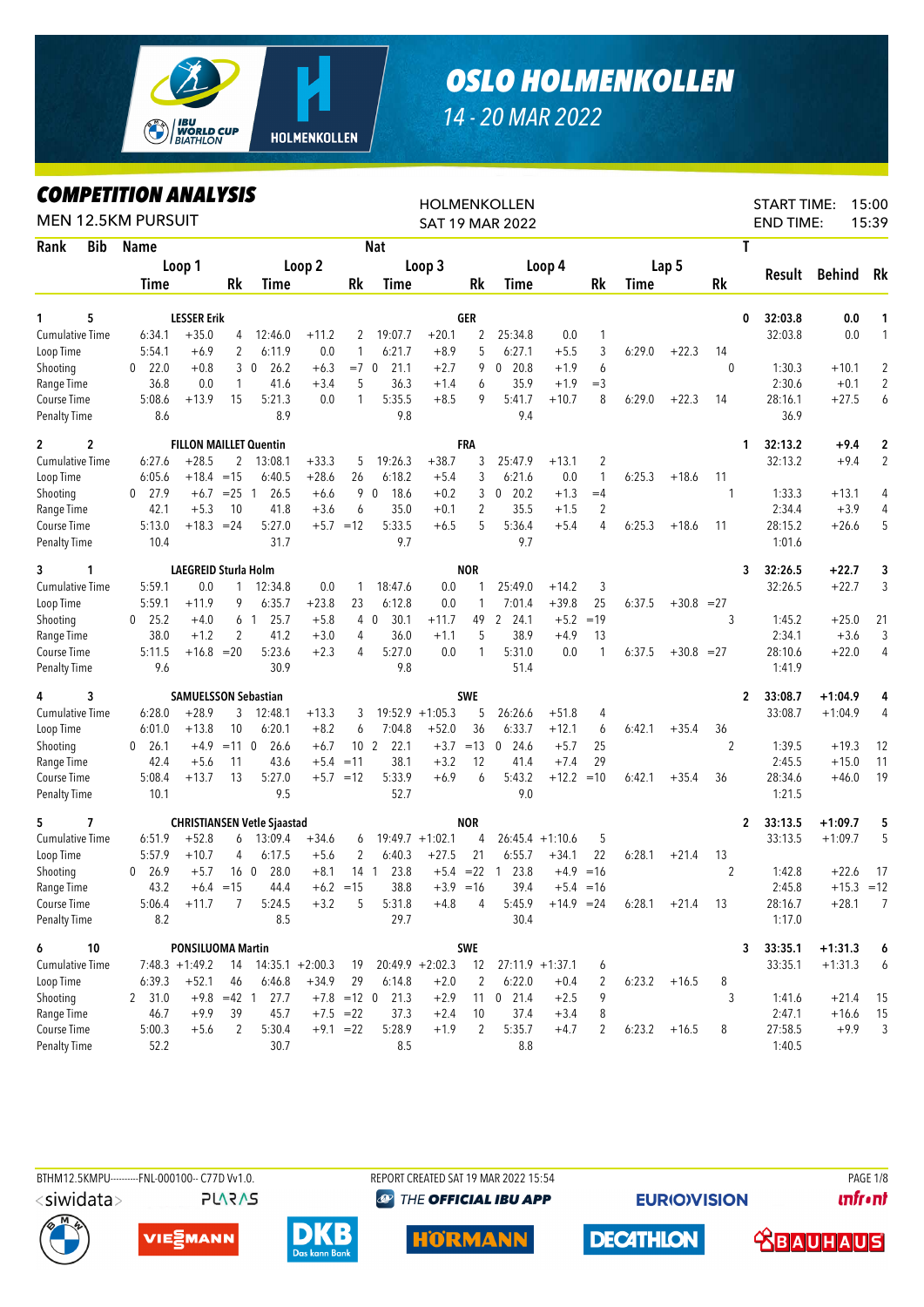# OSLO HOLMENKOLLEN

14 - 20 MAR 2022

## COMPETITION ANALYSIS

MEN 12.5KM PURSUIT

HOLMENKOLLEN
SAT 19 MAR 2022

START TIME: 15:00
END TIME: 15:39

| Rank | Bib | Name | | | Loop 1 Time | | Rk | Loop 2 Time | | Rk | Loop 3 Time | | Rk | Loop 4 Time | | Rk | Lap 5 Time | | Rk | T | Result | Behind | Rk |
|---|---|---|---|---|---|---|---|---|---|---|---|---|---|---|---|---|---|---|---|---|---|---|---|
| 1 | 5 | LESSER Erik | GER | | | | | | | | | | | | | | | | | 0 | 32:03.8 | 0.0 | 1 |
| | | Cumulative Time | | | 6:34.1 | +35.0 | 4 | 12:46.0 | +11.2 | 2 | 19:07.7 | +20.1 | 2 | 25:34.8 | 0.0 | 1 | | | | | 32:03.8 | 0.0 | 1 |
| | | Loop Time | | | 5:54.1 | +6.9 | 2 | 6:11.9 | 0.0 | 1 | 6:21.7 | +8.9 | 5 | 6:27.1 | +5.5 | 3 | 6:29.0 | +22.3 | 14 | | | | |
| | | Shooting | | 0 | 22.0 | +0.8 | 3 | 0 26.2 | +6.3 | =7 | 0 21.1 | +2.7 | 9 | 0 20.8 | +1.9 | 6 | | | | 0 | 1:30.3 | +10.1 | 2 |
| | | Range Time | | | 36.8 | 0.0 | 1 | 41.6 | +3.4 | 5 | 36.3 | +1.4 | 6 | 35.9 | +1.9 | =3 | | | | | 2:30.6 | +0.1 | 2 |
| | | Course Time | | | 5:08.6 | +13.9 | 15 | 5:21.3 | 0.0 | 1 | 5:35.5 | +8.5 | 9 | 5:41.7 | +10.7 | 8 | 6:29.0 | +22.3 | 14 | | 28:16.1 | +27.5 | 6 |
| | | Penalty Time | | | 8.6 | | | 8.9 | | | 9.8 | | | 9.4 | | | | | | | 36.9 | | |
| 2 | 2 | FILLON MAILLET Quentin | FRA | | | | | | | | | | | | | | | | | 1 | 32:13.2 | +9.4 | 2 |
| | | Cumulative Time | | | 6:27.6 | +28.5 | 2 | 13:08.1 | +33.3 | 5 | 19:26.3 | +38.7 | 3 | 25:47.9 | +13.1 | 2 | | | | | 32:13.2 | +9.4 | 2 |
| | | Loop Time | | | 6:05.6 | +18.4 | =15 | 6:40.5 | +28.6 | 26 | 6:18.2 | +5.4 | 3 | 6:21.6 | 0.0 | 1 | 6:25.3 | +18.6 | 11 | | | | |
| | | Shooting | | 0 | 27.9 | +6.7 | =25 | 1 26.5 | +6.6 | 9 | 0 18.6 | +0.2 | 3 | 0 20.2 | +1.3 | =4 | | | | 1 | 1:33.3 | +13.1 | 4 |
| | | Range Time | | | 42.1 | +5.3 | 10 | 41.8 | +3.6 | 6 | 35.0 | +0.1 | 2 | 35.5 | +1.5 | 2 | | | | | 2:34.4 | +3.9 | 4 |
| | | Course Time | | | 5:13.0 | +18.3 | =24 | 5:27.0 | +5.7 | =12 | 5:33.5 | +6.5 | 5 | 5:36.4 | +5.4 | 4 | 6:25.3 | +18.6 | 11 | | 28:15.2 | +26.6 | 5 |
| | | Penalty Time | | | 10.4 | | | 31.7 | | | 9.7 | | | 9.7 | | | | | | | 1:01.6 | | |
| 3 | 1 | LAEGREID Sturla Holm | NOR | | | | | | | | | | | | | | | | | 3 | 32:26.5 | +22.7 | 3 |
| | | Cumulative Time | | | 5:59.1 | 0.0 | 1 | 12:34.8 | 0.0 | 1 | 18:47.6 | 0.0 | 1 | 25:49.0 | +14.2 | 3 | | | | | 32:26.5 | +22.7 | 3 |
| | | Loop Time | | | 5:59.1 | +11.9 | 9 | 6:35.7 | +23.8 | 23 | 6:12.8 | 0.0 | 1 | 7:01.4 | +39.8 | 25 | 6:37.5 | +30.8 | =27 | | | | |
| | | Shooting | | 0 | 25.2 | +4.0 | 6 | 1 25.7 | +5.8 | 4 | 0 30.1 | +11.7 | 49 | 2 24.1 | +5.2 | =19 | | | | 3 | 1:45.2 | +25.0 | 21 |
| | | Range Time | | | 38.0 | +1.2 | 2 | 41.2 | +3.0 | 4 | 36.0 | +1.1 | 5 | 38.9 | +4.9 | 13 | | | | | 2:34.1 | +3.6 | 3 |
| | | Course Time | | | 5:11.5 | +16.8 | =20 | 5:23.6 | +2.3 | 4 | 5:27.0 | 0.0 | 1 | 5:31.0 | 0.0 | 1 | 6:37.5 | +30.8 | =27 | | 28:10.6 | +22.0 | 4 |
| | | Penalty Time | | | 9.6 | | | 30.9 | | | 9.8 | | | 51.4 | | | | | | | 1:41.9 | | |
| 4 | 3 | SAMUELSSON Sebastian | SWE | | | | | | | | | | | | | | | | | 2 | 33:08.7 | +1:04.9 | 4 |
| | | Cumulative Time | | | 6:28.0 | +28.9 | 3 | 12:48.1 | +13.3 | 3 | 19:52.9 | +1:05.3 | 5 | 26:26.6 | +51.8 | 4 | | | | | 33:08.7 | +1:04.9 | 4 |
| | | Loop Time | | | 6:01.0 | +13.8 | 10 | 6:20.1 | +8.2 | 6 | 7:04.8 | +52.0 | 36 | 6:33.7 | +12.1 | 6 | 6:42.1 | +35.4 | 36 | | | | |
| | | Shooting | | 0 | 26.1 | +4.9 | =11 | 0 26.6 | +6.7 | 10 | 2 22.1 | +3.7 | =13 | 0 24.6 | +5.7 | 25 | | | | 2 | 1:39.5 | +19.3 | 12 |
| | | Range Time | | | 42.4 | +5.6 | 11 | 43.6 | +5.4 | =11 | 38.1 | +3.2 | 12 | 41.4 | +7.4 | 29 | | | | | 2:45.5 | +15.0 | 11 |
| | | Course Time | | | 5:08.4 | +13.7 | 13 | 5:27.0 | +5.7 | =12 | 5:33.9 | +6.9 | 6 | 5:43.2 | +12.2 | =10 | 6:42.1 | +35.4 | 36 | | 28:34.6 | +46.0 | 19 |
| | | Penalty Time | | | 10.1 | | | 9.5 | | | 52.7 | | | 9.0 | | | | | | | 1:21.5 | | |
| 5 | 7 | CHRISTIANSEN Vetle Sjaastad | NOR | | | | | | | | | | | | | | | | | 2 | 33:13.5 | +1:09.7 | 5 |
| | | Cumulative Time | | | 6:51.9 | +52.8 | 6 | 13:09.4 | +34.6 | 6 | 19:49.7 | +1:02.1 | 4 | 26:45.4 | +1:10.6 | 5 | | | | | 33:13.5 | +1:09.7 | 5 |
| | | Loop Time | | | 5:57.9 | +10.7 | 4 | 6:17.5 | +5.6 | 2 | 6:40.3 | +27.5 | 21 | 6:55.7 | +34.1 | 22 | 6:28.1 | +21.4 | 13 | | | | |
| | | Shooting | | 0 | 26.9 | +5.7 | 16 | 0 28.0 | +8.1 | 14 | 1 23.8 | +5.4 | =22 | 1 23.8 | +4.9 | =16 | | | | 2 | 1:42.8 | +22.6 | 17 |
| | | Range Time | | | 43.2 | +6.4 | =15 | 44.4 | +6.2 | =15 | 38.8 | +3.9 | =16 | 39.4 | +5.4 | =16 | | | | | 2:45.8 | +15.3 | =12 |
| | | Course Time | | | 5:06.4 | +11.7 | 7 | 5:24.5 | +3.2 | 5 | 5:31.8 | +4.8 | 4 | 5:45.9 | +14.9 | =24 | 6:28.1 | +21.4 | 13 | | 28:16.7 | +28.1 | 7 |
| | | Penalty Time | | | 8.2 | | | 8.5 | | | 29.7 | | | 30.4 | | | | | | | 1:17.0 | | |
| 6 | 10 | PONSILUOMA Martin | SWE | | | | | | | | | | | | | | | | | 3 | 33:35.1 | +1:31.3 | 6 |
| | | Cumulative Time | | | 7:48.3 | +1:49.2 | 14 | 14:35.1 | +2:00.3 | 19 | 20:49.9 | +2:02.3 | 12 | 27:11.9 | +1:37.1 | 6 | | | | | 33:35.1 | +1:31.3 | 6 |
| | | Loop Time | | | 6:39.3 | +52.1 | 46 | 6:46.8 | +34.9 | 29 | 6:14.8 | +2.0 | 2 | 6:22.0 | +0.4 | 2 | 6:23.2 | +16.5 | 8 | | | | |
| | | Shooting | | 2 | 31.0 | +9.8 | =42 | 1 27.7 | +7.8 | =12 | 0 21.3 | +2.9 | 11 | 0 21.4 | +2.5 | 9 | | | | 3 | 1:41.6 | +21.4 | 15 |
| | | Range Time | | | 46.7 | +9.9 | 39 | 45.7 | +7.5 | =22 | 37.3 | +2.4 | 10 | 37.4 | +3.4 | 8 | | | | | 2:47.1 | +16.6 | 15 |
| | | Course Time | | | 5:00.3 | +5.6 | 2 | 5:30.4 | +9.1 | =22 | 5:28.9 | +1.9 | 2 | 5:35.7 | +4.7 | 2 | 6:23.2 | +16.5 | 8 | | 27:58.5 | +9.9 | 3 |
| | | Penalty Time | | | 52.2 | | | 30.7 | | | 8.5 | | | 8.8 | | | | | | | 1:40.5 | | |

BTHM12.5KMPU----------FNL-000100-- C77D Vv1.0. REPORT CREATED SAT 19 MAR 2022 15:54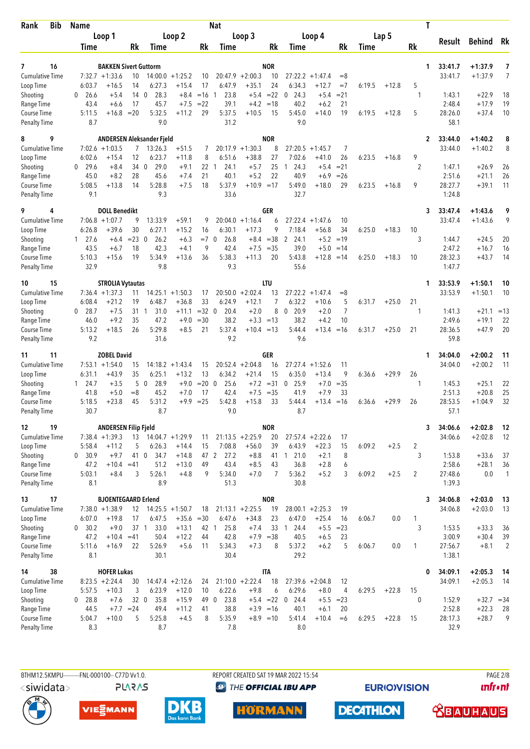| Rank | Bib | Name | | | | | | | Nat | | | | | | | | | T | Result | Behind | Rk |
|---|---|---|---|---|---|---|---|---|---|---|---|---|---|---|---|---|---|---|---|---|---|
| | | Loop 1 | | | Loop 2 | | | Loop 3 | | | Loop 4 | | | Lap 5 | | | | | | | |
| | | Time | | Rk | Time | | Rk | Time | | Rk | Time | | Rk | Time | | Rk | | | | | |
| 7 | 16 | BAKKEN Sivert Guttorm | | | | | | | NOR | | | | | | | | | 1 | 33:41.7 | +1:37.9 | 7 |
| Cumulative Time | | 7:32.7 | +1:33.6 | 10 | 14:00.0 | +1:25.2 | 10 | 20:47.9 | +2:00.3 | 10 | 27:22.2 | +1:47.4 | =8 | | | | | | 33:41.7 | +1:37.9 | 7 |
| Loop Time | | 6:03.7 | +16.5 | 14 | 6:27.3 | +15.4 | 17 | 6:47.9 | +35.1 | 24 | 6:34.3 | +12.7 | =7 | 6:19.5 | +12.8 | 5 | | | | | |
| Shooting | | 0 26.6 | +5.4 | 14 | 0 28.3 | +8.4 | =16 | 1 23.8 | +5.4 | =22 | 0 24.3 | +5.4 | =21 | | | | | 1 | 1:43.1 | +22.9 | 18 |
| Range Time | | 43.4 | +6.6 | 17 | 45.7 | +7.5 | =22 | 39.1 | +4.2 | =18 | 40.2 | +6.2 | 21 | | | | | | 2:48.4 | +17.9 | 19 |
| Course Time | | 5:11.5 | +16.8 | =20 | 5:32.5 | +11.2 | 29 | 5:37.5 | +10.5 | 15 | 5:45.0 | +14.0 | 19 | 6:19.5 | +12.8 | 5 | | | 28:26.0 | +37.4 | 10 |
| Penalty Time | | 8.7 | | | 9.0 | | | 31.2 | | | 9.0 | | | | | | | | 58.1 | | |
| 8 | 9 | ANDERSEN Aleksander Fjeld | | | | | | | NOR | | | | | | | | | 2 | 33:44.0 | +1:40.2 | 8 |
| Cumulative Time | | 7:02.6 | +1:03.5 | 7 | 13:26.3 | +51.5 | 7 | 20:17.9 | +1:30.3 | 8 | 27:20.5 | +1:45.7 | 7 | | | | | | 33:44.0 | +1:40.2 | 8 |
| Loop Time | | 6:02.6 | +15.4 | 12 | 6:23.7 | +11.8 | 8 | 6:51.6 | +38.8 | 27 | 7:02.6 | +41.0 | 26 | 6:23.5 | +16.8 | 9 | | | | | |
| Shooting | | 0 29.6 | +8.4 | 34 | 0 29.0 | +9.1 | 22 | 1 24.1 | +5.7 | 25 | 1 24.3 | +5.4 | =21 | | | | | 2 | 1:47.1 | +26.9 | 26 |
| Range Time | | 45.0 | +8.2 | 28 | 45.6 | +7.4 | 21 | 40.1 | +5.2 | 22 | 40.9 | +6.9 | =26 | | | | | | 2:51.6 | +21.1 | 26 |
| Course Time | | 5:08.5 | +13.8 | 14 | 5:28.8 | +7.5 | 18 | 5:37.9 | +10.9 | =17 | 5:49.0 | +18.0 | 29 | 6:23.5 | +16.8 | 9 | | | 28:27.7 | +39.1 | 11 |
| Penalty Time | | 9.1 | | | 9.3 | | | 33.6 | | | 32.7 | | | | | | | | 1:24.8 | | |
| 9 | 4 | DOLL Benedikt | | | | | | | GER | | | | | | | | | 3 | 33:47.4 | +1:43.6 | 9 |
| Cumulative Time | | 7:06.8 | +1:07.7 | 9 | 13:33.9 | +59.1 | 9 | 20:04.0 | +1:16.4 | 6 | 27:22.4 | +1:47.6 | 10 | | | | | | 33:47.4 | +1:43.6 | 9 |
| Loop Time | | 6:26.8 | +39.6 | 30 | 6:27.1 | +15.2 | 16 | 6:30.1 | +17.3 | 9 | 7:18.4 | +56.8 | 34 | 6:25.0 | +18.3 | 10 | | | | | |
| Shooting | | 1 27.6 | +6.4 | =23 | 0 26.2 | +6.3 | =7 | 0 26.8 | +8.4 | =38 | 2 24.1 | +5.2 | =19 | | | | | 3 | 1:44.7 | +24.5 | 20 |
| Range Time | | 43.5 | +6.7 | 18 | 42.3 | +4.1 | 9 | 42.4 | +7.5 | =35 | 39.0 | +5.0 | =14 | | | | | | 2:47.2 | +16.7 | 16 |
| Course Time | | 5:10.3 | +15.6 | 19 | 5:34.9 | +13.6 | 36 | 5:38.3 | +11.3 | 20 | 5:43.8 | +12.8 | =14 | 6:25.0 | +18.3 | 10 | | | 28:32.3 | +43.7 | 14 |
| Penalty Time | | 32.9 | | | 9.8 | | | 9.3 | | | 55.6 | | | | | | | | 1:47.7 | | |
| 10 | 15 | STROLIA Vytautas | | | | | | | LTU | | | | | | | | | 1 | 33:53.9 | +1:50.1 | 10 |
| Cumulative Time | | 7:36.4 | +1:37.3 | 11 | 14:25.1 | +1:50.3 | 17 | 20:50.0 | +2:02.4 | 13 | 27:22.2 | +1:47.4 | =8 | | | | | | 33:53.9 | +1:50.1 | 10 |
| Loop Time | | 6:08.4 | +21.2 | 19 | 6:48.7 | +36.8 | 33 | 6:24.9 | +12.1 | 7 | 6:32.2 | +10.6 | 5 | 6:31.7 | +25.0 | 21 | | | | | |
| Shooting | | 0 28.7 | +7.5 | 31 | 1 31.0 | +11.1 | =32 | 0 20.4 | +2.0 | 8 | 0 20.9 | +2.0 | 7 | | | | | 1 | 1:41.3 | +21.1 | =13 |
| Range Time | | 46.0 | +9.2 | 35 | 47.2 | +9.0 | =30 | 38.2 | +3.3 | =13 | 38.2 | +4.2 | 10 | | | | | | 2:49.6 | +19.1 | 22 |
| Course Time | | 5:13.2 | +18.5 | 26 | 5:29.8 | +8.5 | 21 | 5:37.4 | +10.4 | =13 | 5:44.4 | +13.4 | =16 | 6:31.7 | +25.0 | 21 | | | 28:36.5 | +47.9 | 20 |
| Penalty Time | | 9.2 | | | 31.6 | | | 9.2 | | | 9.6 | | | | | | | | 59.8 | | |
| 11 | 11 | ZOBEL David | | | | | | | GER | | | | | | | | | 1 | 34:04.0 | +2:00.2 | 11 |
| Cumulative Time | | 7:53.1 | +1:54.0 | 15 | 14:18.2 | +1:43.4 | 15 | 20:52.4 | +2:04.8 | 16 | 27:27.4 | +1:52.6 | 11 | | | | | | 34:04.0 | +2:00.2 | 11 |
| Loop Time | | 6:31.1 | +43.9 | 35 | 6:25.1 | +13.2 | 13 | 6:34.2 | +21.4 | 15 | 6:35.0 | +13.4 | 9 | 6:36.6 | +29.9 | 26 | | | | | |
| Shooting | | 1 24.7 | +3.5 | 5 | 0 28.9 | +9.0 | =20 | 0 25.6 | +7.2 | =31 | 0 25.9 | +7.0 | =35 | | | | | 1 | 1:45.3 | +25.1 | 22 |
| Range Time | | 41.8 | +5.0 | =8 | 45.2 | +7.0 | 17 | 42.4 | +7.5 | =35 | 41.9 | +7.9 | 33 | | | | | | 2:51.3 | +20.8 | 25 |
| Course Time | | 5:18.5 | +23.8 | 45 | 5:31.2 | +9.9 | =25 | 5:42.8 | +15.8 | 33 | 5:44.4 | +13.4 | =16 | 6:36.6 | +29.9 | 26 | | | 28:53.5 | +1:04.9 | 32 |
| Penalty Time | | 30.7 | | | 8.7 | | | 9.0 | | | 8.7 | | | | | | | | 57.1 | | |
| 12 | 19 | ANDERSEN Filip Fjeld | | | | | | | NOR | | | | | | | | | 3 | 34:06.6 | +2:02.8 | 12 |
| Cumulative Time | | 7:38.4 | +1:39.3 | 13 | 14:04.7 | +1:29.9 | 11 | 21:13.5 | +2:25.9 | 20 | 27:57.4 | +2:22.6 | 17 | | | | | | 34:06.6 | +2:02.8 | 12 |
| Loop Time | | 5:58.4 | +11.2 | 5 | 6:26.3 | +14.4 | 15 | 7:08.8 | +56.0 | 39 | 6:43.9 | +22.3 | 15 | 6:09.2 | +2.5 | 2 | | | | | |
| Shooting | | 0 30.9 | +9.7 | 41 | 0 34.7 | +14.8 | 47 | 2 27.2 | +8.8 | 41 | 1 21.0 | +2.1 | 8 | | | | | 3 | 1:53.8 | +33.6 | 37 |
| Range Time | | 47.2 | +10.4 | =41 | 51.2 | +13.0 | 49 | 43.4 | +8.5 | 43 | 36.8 | +2.8 | 6 | | | | | | 2:58.6 | +28.1 | 36 |
| Course Time | | 5:03.1 | +8.4 | 3 | 5:26.1 | +4.8 | 9 | 5:34.0 | +7.0 | 7 | 5:36.2 | +5.2 | 3 | 6:09.2 | +2.5 | 2 | | | 27:48.6 | 0.0 | 1 |
| Penalty Time | | 8.1 | | | 8.9 | | | 51.3 | | | 30.8 | | | | | | | | 1:39.3 | | |
| 13 | 17 | BJOENTEGAARD Erlend | | | | | | | NOR | | | | | | | | | 3 | 34:06.8 | +2:03.0 | 13 |
| Cumulative Time | | 7:38.0 | +1:38.9 | 12 | 14:25.5 | +1:50.7 | 18 | 21:13.1 | +2:25.5 | 19 | 28:00.1 | +2:25.3 | 19 | | | | | | 34:06.8 | +2:03.0 | 13 |
| Loop Time | | 6:07.0 | +19.8 | 17 | 6:47.5 | +35.6 | =30 | 6:47.6 | +34.8 | 23 | 6:47.0 | +25.4 | 16 | 6:06.7 | 0.0 | 1 | | | | | |
| Shooting | | 0 30.2 | +9.0 | 37 | 1 33.0 | +13.1 | 42 | 1 25.8 | +7.4 | 33 | 1 24.4 | +5.5 | =23 | | | | | 3 | 1:53.5 | +33.3 | 36 |
| Range Time | | 47.2 | +10.4 | =41 | 50.4 | +12.2 | 44 | 42.8 | +7.9 | =38 | 40.5 | +6.5 | 23 | | | | | | 3:00.9 | +30.4 | 39 |
| Course Time | | 5:11.6 | +16.9 | 22 | 5:26.9 | +5.6 | 11 | 5:34.3 | +7.3 | 8 | 5:37.2 | +6.2 | 5 | 6:06.7 | 0.0 | 1 | | | 27:56.7 | +8.1 | 2 |
| Penalty Time | | 8.1 | | | 30.1 | | | 30.4 | | | 29.2 | | | | | | | | 1:38.1 | | |
| 14 | 38 | HOFER Lukas | | | | | | | ITA | | | | | | | | | 0 | 34:09.1 | +2:05.3 | 14 |
| Cumulative Time | | 8:23.5 | +2:24.4 | 30 | 14:47.4 | +2:12.6 | 24 | 21:10.0 | +2:22.4 | 18 | 27:39.6 | +2:04.8 | 12 | | | | | | 34:09.1 | +2:05.3 | 14 |
| Loop Time | | 5:57.5 | +10.3 | 3 | 6:23.9 | +12.0 | 10 | 6:22.6 | +9.8 | 6 | 6:29.6 | +8.0 | 4 | 6:29.5 | +22.8 | 15 | | | | | |
| Shooting | | 0 28.8 | +7.6 | 32 | 0 35.8 | +15.9 | 49 | 0 23.8 | +5.4 | =22 | 0 24.4 | +5.5 | =23 | | | | | 0 | 1:52.9 | +32.7 | =34 |
| Range Time | | 44.5 | +7.7 | =24 | 49.4 | +11.2 | 41 | 38.8 | +3.9 | =16 | 40.1 | +6.1 | 20 | | | | | | 2:52.8 | +22.3 | 28 |
| Course Time | | 5:04.7 | +10.0 | 5 | 5:25.8 | +4.5 | 8 | 5:35.9 | +8.9 | =10 | 5:41.4 | +10.4 | =6 | 6:29.5 | +22.8 | 15 | | | 28:17.3 | +28.7 | 9 |
| Penalty Time | | 8.3 | | | 8.7 | | | 7.8 | | | 8.0 | | | | | | | | 32.9 | | |

BTHM12.5KMPU---------FNL-000100-- C77D Vv1.0. REPORT CREATED SAT 19 MAR 2022 15:54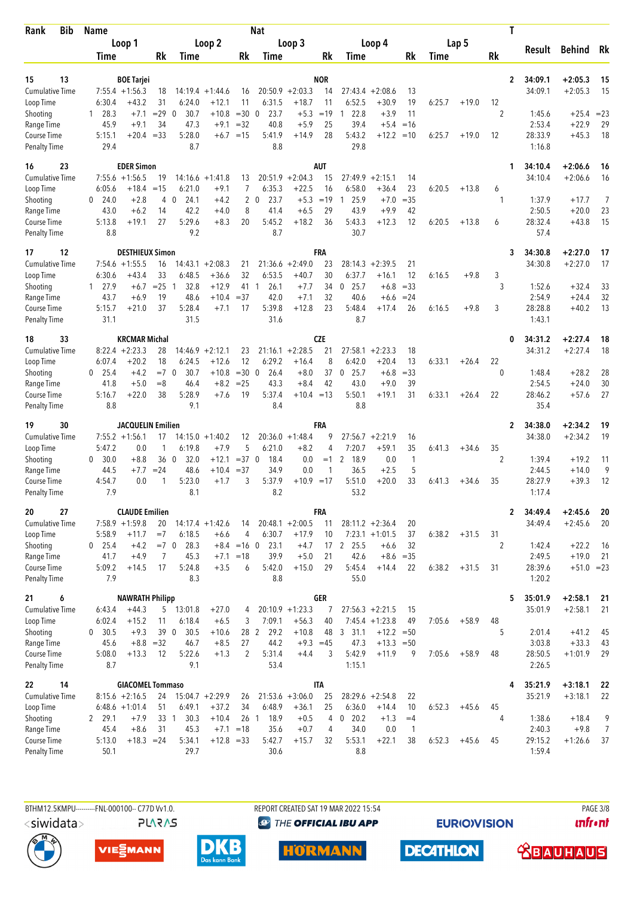| Rank | Bib | Name | | | | | | Nat | | | | | | | | | T | Result | Behind | Rk |
|---|---|---|---|---|---|---|---|---|---|---|---|---|---|---|---|---|---|---|---|---|
| | | Loop 1 | | | Loop 2 | | | Loop 3 | | | Loop 4 | | | Lap 5 | | | | | | |
| | | Time | | Rk | Time | | Rk | Time | | Rk | Time | | Rk | Time | | Rk | | | | |
| 15 | 13 | BOE Tarjei | | | | | | NOR | | | | | | | | | 2 | 34:09.1 | +2:05.3 | 15 |
| Cumulative Time | | 7:55.4 | +1:56.3 | 18 | 14:19.4 | +1:44.6 | 16 | 20:50.9 | +2:03.3 | 14 | 27:43.4 | +2:08.6 | 13 | | | | | 34:09.1 | +2:05.3 | 15 |
| Loop Time | | 6:30.4 | +43.2 | 31 | 6:24.0 | +12.1 | 11 | 6:31.5 | +18.7 | 11 | 6:52.5 | +30.9 | 19 | 6:25.7 | +19.0 | 12 | | | | |
| Shooting | | 1 28.3 | +7.1 | =29 | 0 30.7 | +10.8 | =30 | 0 23.7 | +5.3 | =19 | 1 22.8 | +3.9 | 11 | | | | 2 | 1:45.6 | +25.4 | =23 |
| Range Time | | 45.9 | +9.1 | 34 | 47.3 | +9.1 | =32 | 40.8 | +5.9 | 25 | 39.4 | +5.4 | =16 | | | | | 2:53.4 | +22.9 | 29 |
| Course Time | | 5:15.1 | +20.4 | =33 | 5:28.0 | +6.7 | =15 | 5:41.9 | +14.9 | 28 | 5:43.2 | +12.2 | =10 | 6:25.7 | +19.0 | 12 | | 28:33.9 | +45.3 | 18 |
| Penalty Time | | 29.4 | | | 8.7 | | | 8.8 | | | 29.8 | | | | | | | 1:16.8 | | |
| 16 | 23 | EDER Simon | | | | | | AUT | | | | | | | | | 1 | 34:10.4 | +2:06.6 | 16 |
| Cumulative Time | | 7:55.6 | +1:56.5 | 19 | 14:16.6 | +1:41.8 | 13 | 20:51.9 | +2:04.3 | 15 | 27:49.9 | +2:15.1 | 14 | | | | | 34:10.4 | +2:06.6 | 16 |
| Loop Time | | 6:05.6 | +18.4 | =15 | 6:21.0 | +9.1 | 7 | 6:35.3 | +22.5 | 16 | 6:58.0 | +36.4 | 23 | 6:20.5 | +13.8 | 6 | | | | |
| Shooting | | 0 24.0 | +2.8 | 4 | 0 24.1 | +4.2 | 2 | 0 23.7 | +5.3 | =19 | 1 25.9 | +7.0 | =35 | | | | 1 | 1:37.9 | +17.7 | 7 |
| Range Time | | 43.0 | +6.2 | 14 | 42.2 | +4.0 | 8 | 41.4 | +6.5 | 29 | 43.9 | +9.9 | 42 | | | | | 2:50.5 | +20.0 | 23 |
| Course Time | | 5:13.8 | +19.1 | 27 | 5:29.6 | +8.3 | 20 | 5:45.2 | +18.2 | 36 | 5:43.3 | +12.3 | 12 | 6:20.5 | +13.8 | 6 | | 28:32.4 | +43.8 | 15 |
| Penalty Time | | 8.8 | | | 9.2 | | | 8.7 | | | 30.7 | | | | | | | 57.4 | | |
| 17 | 12 | DESTHIEUX Simon | | | | | | FRA | | | | | | | | | 3 | 34:30.8 | +2:27.0 | 17 |
| Cumulative Time | | 7:54.6 | +1:55.5 | 16 | 14:43.1 | +2:08.3 | 21 | 21:36.6 | +2:49.0 | 23 | 28:14.3 | +2:39.5 | 21 | | | | | 34:30.8 | +2:27.0 | 17 |
| Loop Time | | 6:30.6 | +43.4 | 33 | 6:48.5 | +36.6 | 32 | 6:53.5 | +40.7 | 30 | 6:37.7 | +16.1 | 12 | 6:16.5 | +9.8 | 3 | | | | |
| Shooting | | 1 27.9 | +6.7 | =25 | 1 32.8 | +12.9 | 41 | 1 26.1 | +7.7 | 34 | 0 25.7 | +6.8 | =33 | | | | 3 | 1:52.6 | +32.4 | 33 |
| Range Time | | 43.7 | +6.9 | 19 | 48.6 | +10.4 | =37 | 42.0 | +7.1 | 32 | 40.6 | +6.6 | =24 | | | | | 2:54.9 | +24.4 | 32 |
| Course Time | | 5:15.7 | +21.0 | 37 | 5:28.4 | +7.1 | 17 | 5:39.8 | +12.8 | 23 | 5:48.4 | +17.4 | 26 | 6:16.5 | +9.8 | 3 | | 28:28.8 | +40.2 | 13 |
| Penalty Time | | 31.1 | | | 31.5 | | | 31.6 | | | 8.7 | | | | | | | 1:43.1 | | |
| 18 | 33 | KRCMAR Michal | | | | | | CZE | | | | | | | | | 0 | 34:31.2 | +2:27.4 | 18 |
| Cumulative Time | | 8:22.4 | +2:23.3 | 28 | 14:46.9 | +2:12.1 | 23 | 21:16.1 | +2:28.5 | 21 | 27:58.1 | +2:23.3 | 18 | | | | | 34:31.2 | +2:27.4 | 18 |
| Loop Time | | 6:07.4 | +20.2 | 18 | 6:24.5 | +12.6 | 12 | 6:29.2 | +16.4 | 8 | 6:42.0 | +20.4 | 13 | 6:33.1 | +26.4 | 22 | | | | |
| Shooting | | 0 25.4 | +4.2 | =7 | 0 30.7 | +10.8 | =30 | 0 26.4 | +8.0 | 37 | 0 25.7 | +6.8 | =33 | | | | 0 | 1:48.4 | +28.2 | 28 |
| Range Time | | 41.8 | +5.0 | =8 | 46.4 | +8.2 | =25 | 43.3 | +8.4 | 42 | 43.0 | +9.0 | 39 | | | | | 2:54.5 | +24.0 | 30 |
| Course Time | | 5:16.7 | +22.0 | 38 | 5:28.9 | +7.6 | 19 | 5:37.4 | +10.4 | =13 | 5:50.1 | +19.1 | 31 | 6:33.1 | +26.4 | 22 | | 28:46.2 | +57.6 | 27 |
| Penalty Time | | 8.8 | | | 9.1 | | | 8.4 | | | 8.8 | | | | | | | 35.4 | | |
| 19 | 30 | JACQUELIN Emilien | | | | | | FRA | | | | | | | | | 2 | 34:38.0 | +2:34.2 | 19 |
| Cumulative Time | | 7:55.2 | +1:56.1 | 17 | 14:15.0 | +1:40.2 | 12 | 20:36.0 | +1:48.4 | 9 | 27:56.7 | +2:21.9 | 16 | | | | | 34:38.0 | +2:34.2 | 19 |
| Loop Time | | 5:47.2 | 0.0 | 1 | 6:19.8 | +7.9 | 5 | 6:21.0 | +8.2 | 4 | 7:20.7 | +59.1 | 35 | 6:41.3 | +34.6 | 35 | | | | |
| Shooting | | 0 30.0 | +8.8 | 36 | 0 32.0 | +12.1 | =37 | 0 18.4 | 0.0 | =1 | 2 18.9 | 0.0 | 1 | | | | 2 | 1:39.4 | +19.2 | 11 |
| Range Time | | 44.5 | +7.7 | =24 | 48.6 | +10.4 | =37 | 34.9 | 0.0 | 1 | 36.5 | +2.5 | 5 | | | | | 2:44.5 | +14.0 | 9 |
| Course Time | | 4:54.7 | 0.0 | 1 | 5:23.0 | +1.7 | 3 | 5:37.9 | +10.9 | =17 | 5:51.0 | +20.0 | 33 | 6:41.3 | +34.6 | 35 | | 28:27.9 | +39.3 | 12 |
| Penalty Time | | 7.9 | | | 8.1 | | | 8.2 | | | 53.2 | | | | | | | 1:17.4 | | |
| 20 | 27 | CLAUDE Emilien | | | | | | FRA | | | | | | | | | 2 | 34:49.4 | +2:45.6 | 20 |
| Cumulative Time | | 7:58.9 | +1:59.8 | 20 | 14:17.4 | +1:42.6 | 14 | 20:48.1 | +2:00.5 | 11 | 28:11.2 | +2:36.4 | 20 | | | | | 34:49.4 | +2:45.6 | 20 |
| Loop Time | | 5:58.9 | +11.7 | =7 | 6:18.5 | +6.6 | 4 | 6:30.7 | +17.9 | 10 | 7:23.1 | +1:01.5 | 37 | 6:38.2 | +31.5 | 31 | | | | |
| Shooting | | 0 25.4 | +4.2 | =7 | 0 28.3 | +8.4 | =16 | 0 23.1 | +4.7 | 17 | 2 25.5 | +6.6 | 32 | | | | 2 | 1:42.4 | +22.2 | 16 |
| Range Time | | 41.7 | +4.9 | 7 | 45.3 | +7.1 | =18 | 39.9 | +5.0 | 21 | 42.6 | +8.6 | =35 | | | | | 2:49.5 | +19.0 | 21 |
| Course Time | | 5:09.2 | +14.5 | 17 | 5:24.8 | +3.5 | 6 | 5:42.0 | +15.0 | 29 | 5:45.4 | +14.4 | 22 | 6:38.2 | +31.5 | 31 | | 28:39.6 | +51.0 | =23 |
| Penalty Time | | 7.9 | | | 8.3 | | | 8.8 | | | 55.0 | | | | | | | 1:20.2 | | |
| 21 | 6 | NAWRATH Philipp | | | | | | GER | | | | | | | | | 5 | 35:01.9 | +2:58.1 | 21 |
| Cumulative Time | | 6:43.4 | +44.3 | 5 | 13:01.8 | +27.0 | 4 | 20:10.9 | +1:23.3 | 7 | 27:56.3 | +2:21.5 | 15 | | | | | 35:01.9 | +2:58.1 | 21 |
| Loop Time | | 6:02.4 | +15.2 | 11 | 6:18.4 | +6.5 | 3 | 7:09.1 | +56.3 | 40 | 7:45.4 | +1:23.8 | 49 | 7:05.6 | +58.9 | 48 | | | | |
| Shooting | | 0 30.5 | +9.3 | 39 | 0 30.5 | +10.6 | 28 | 2 29.2 | +10.8 | 48 | 3 31.1 | +12.2 | =50 | | | | 5 | 2:01.4 | +41.2 | 45 |
| Range Time | | 45.6 | +8.8 | =32 | 46.7 | +8.5 | 27 | 44.2 | +9.3 | =45 | 47.3 | +13.3 | =50 | | | | | 3:03.8 | +33.3 | 43 |
| Course Time | | 5:08.0 | +13.3 | 12 | 5:22.6 | +1.3 | 2 | 5:31.4 | +4.4 | 3 | 5:42.9 | +11.9 | 9 | 7:05.6 | +58.9 | 48 | | 28:50.5 | +1:01.9 | 29 |
| Penalty Time | | 8.7 | | | 9.1 | | | 53.4 | | | 1:15.1 | | | | | | | 2:26.5 | | |
| 22 | 14 | GIACOMEL Tommaso | | | | | | ITA | | | | | | | | | 4 | 35:21.9 | +3:18.1 | 22 |
| Cumulative Time | | 8:15.6 | +2:16.5 | 24 | 15:04.7 | +2:29.9 | 26 | 21:53.6 | +3:06.0 | 25 | 28:29.6 | +2:54.8 | 22 | | | | | 35:21.9 | +3:18.1 | 22 |
| Loop Time | | 6:48.6 | +1:01.4 | 51 | 6:49.1 | +37.2 | 34 | 6:48.9 | +36.1 | 25 | 6:36.0 | +14.4 | 10 | 6:52.3 | +45.6 | 45 | | | | |
| Shooting | | 2 29.1 | +7.9 | 33 | 1 30.3 | +10.4 | 26 | 1 18.9 | +0.5 | 4 | 0 20.2 | +1.3 | =4 | | | | 4 | 1:38.6 | +18.4 | 9 |
| Range Time | | 45.4 | +8.6 | 31 | 45.3 | +7.1 | =18 | 35.6 | +0.7 | 4 | 34.0 | 0.0 | 1 | | | | | 2:40.3 | +9.8 | 7 |
| Course Time | | 5:13.0 | +18.3 | =24 | 5:34.1 | +12.8 | =33 | 5:42.7 | +15.7 | 32 | 5:53.1 | +22.1 | 38 | 6:52.3 | +45.6 | 45 | | 29:15.2 | +1:26.6 | 37 |
| Penalty Time | | 50.1 | | | 29.7 | | | 30.6 | | | 8.8 | | | | | | | 1:59.4 | | |

BTHM12.5KMPU----------FNL-000100-- C77D Vv1.0. REPORT CREATED SAT 19 MAR 2022 15:54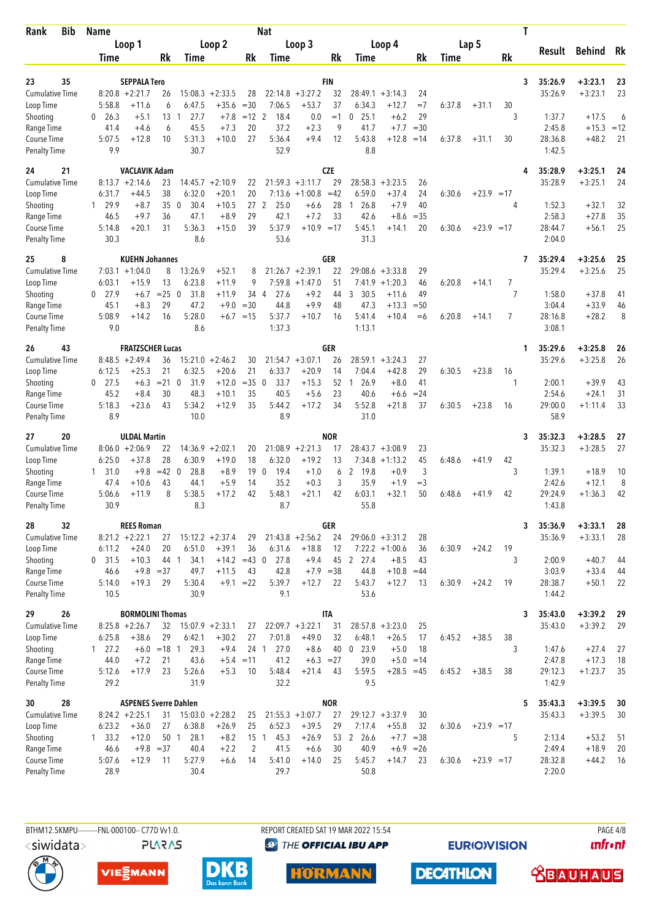| Rank | Bib | Name | | | | | | Nat | | | | | | | | | | T | Result | Behind | Rk |
|---|---|---|---|---|---|---|---|---|---|---|---|---|---|---|---|---|---|---|---|---|---|
| | | Loop 1 | | | Loop 2 | | | Loop 3 | | | Loop 4 | | | Lap 5 | | | | | | | |
| | | Time | | Rk | Time | | Rk | Time | | Rk | Time | | Rk | Time | | Rk | | | | | |
| 23 | 35 | SEPPALA Tero | | | | | | FIN | | | | | | | | | | 3 | 35:26.9 | +3:23.1 | 23 |
| Cumulative Time | | 8:20.8 | +2:21.7 | 26 | 15:08.3 | +2:33.5 | 28 | 22:14.8 | +3:27.2 | 32 | 28:49.1 | +3:14.3 | 24 | | | | | | 35:26.9 | +3:23.1 | 23 |
| Loop Time | | 5:58.8 | +11.6 | 6 | 6:47.5 | +35.6 | =30 | 7:06.5 | +53.7 | 37 | 6:34.3 | +12.7 | =7 | 6:37.8 | +31.1 | 30 | | | | | |
| Shooting | | 0 26.3 | +5.1 | 13 | 1 27.7 | +7.8 | =12 | 2 18.4 | 0.0 | =1 | 0 25.1 | +6.2 | 29 | | | | 3 | | 1:37.7 | +17.5 | 6 |
| Range Time | | 41.4 | +4.6 | 6 | 45.5 | +7.3 | 20 | 37.2 | +2.3 | 9 | 41.7 | +7.7 | =30 | | | | | | 2:45.8 | +15.3 | =12 |
| Course Time | | 5:07.5 | +12.8 | 10 | 5:31.3 | +10.0 | 27 | 5:36.4 | +9.4 | 12 | 5:43.8 | +12.8 | =14 | 6:37.8 | +31.1 | 30 | | | 28:36.8 | +48.2 | 21 |
| Penalty Time | | 9.9 | | | 30.7 | | | 52.9 | | | 8.8 | | | | | | | | 1:42.5 | | |
| 24 | 21 | VACLAVIK Adam | | | | | | CZE | | | | | | | | | | 4 | 35:28.9 | +3:25.1 | 24 |
| Cumulative Time | | 8:13.7 | +2:14.6 | 23 | 14:45.7 | +2:10.9 | 22 | 21:59.3 | +3:11.7 | 29 | 28:58.3 | +3:23.5 | 26 | | | | | | 35:28.9 | +3:25.1 | 24 |
| Loop Time | | 6:31.7 | +44.5 | 38 | 6:32.0 | +20.1 | 20 | 7:13.6 | +1:00.8 | =42 | 6:59.0 | +37.4 | 24 | 6:30.6 | +23.9 | =17 | | | | | |
| Shooting | | 1 29.9 | +8.7 | 35 | 0 30.4 | +10.5 | 27 | 2 25.0 | +6.6 | 28 | 1 26.8 | +7.9 | 40 | | | | 4 | | 1:52.3 | +32.1 | 32 |
| Range Time | | 46.5 | +9.7 | 36 | 47.1 | +8.9 | 29 | 42.1 | +7.2 | 33 | 42.6 | +8.6 | =35 | | | | | | 2:58.3 | +27.8 | 35 |
| Course Time | | 5:14.8 | +20.1 | 31 | 5:36.3 | +15.0 | 39 | 5:37.9 | +10.9 | =17 | 5:45.1 | +14.1 | 20 | 6:30.6 | +23.9 | =17 | | | 28:44.7 | +56.1 | 25 |
| Penalty Time | | 30.3 | | | 8.6 | | | 53.6 | | | 31.3 | | | | | | | | 2:04.0 | | |
| 25 | 8 | KUEHN Johannes | | | | | | GER | | | | | | | | | | 7 | 35:29.4 | +3:25.6 | 25 |
| Cumulative Time | | 7:03.1 | +1:04.0 | 8 | 13:26.9 | +52.1 | 8 | 21:26.7 | +2:39.1 | 22 | 29:08.6 | +3:33.8 | 29 | | | | | | 35:29.4 | +3:25.6 | 25 |
| Loop Time | | 6:03.1 | +15.9 | 13 | 6:23.8 | +11.9 | 9 | 7:59.8 | +1:47.0 | 51 | 7:41.9 | +1:20.3 | 46 | 6:20.8 | +14.1 | 7 | | | | | |
| Shooting | | 0 27.9 | +6.7 | =25 | 0 31.8 | +11.9 | 34 | 4 27.6 | +9.2 | 44 | 3 30.5 | +11.6 | 49 | | | | 7 | | 1:58.0 | +37.8 | 41 |
| Range Time | | 45.1 | +8.3 | 29 | 47.2 | +9.0 | =30 | 44.8 | +9.9 | 48 | 47.3 | +13.3 | =50 | | | | | | 3:04.4 | +33.9 | 46 |
| Course Time | | 5:08.9 | +14.2 | 16 | 5:28.0 | +6.7 | =15 | 5:37.7 | +10.7 | 16 | 5:41.4 | +10.4 | =6 | 6:20.8 | +14.1 | 7 | | | 28:16.8 | +28.2 | 8 |
| Penalty Time | | 9.0 | | | 8.6 | | | 1:37.3 | | | 1:13.1 | | | | | | | | 3:08.1 | | |
| 26 | 43 | FRATZSCHER Lucas | | | | | | GER | | | | | | | | | | 1 | 35:29.6 | +3:25.8 | 26 |
| Cumulative Time | | 8:48.5 | +2:49.4 | 36 | 15:21.0 | +2:46.2 | 30 | 21:54.7 | +3:07.1 | 26 | 28:59.1 | +3:24.3 | 27 | | | | | | 35:29.6 | +3:25.8 | 26 |
| Loop Time | | 6:12.5 | +25.3 | 21 | 6:32.5 | +20.6 | 21 | 6:33.7 | +20.9 | 14 | 7:04.4 | +42.8 | 29 | 6:30.5 | +23.8 | 16 | | | | | |
| Shooting | | 0 27.5 | +6.3 | =21 | 0 31.9 | +12.0 | =35 | 0 33.7 | +15.3 | 52 | 1 26.9 | +8.0 | 41 | | | | 1 | | 2:00.1 | +39.9 | 43 |
| Range Time | | 45.2 | +8.4 | 30 | 48.3 | +10.1 | 35 | 40.5 | +5.6 | 23 | 40.6 | +6.6 | =24 | | | | | | 2:54.6 | +24.1 | 31 |
| Course Time | | 5:18.3 | +23.6 | 43 | 5:34.2 | +12.9 | 35 | 5:44.2 | +17.2 | 34 | 5:52.8 | +21.8 | 37 | 6:30.5 | +23.8 | 16 | | | 29:00.0 | +1:11.4 | 33 |
| Penalty Time | | 8.9 | | | 10.0 | | | 8.9 | | | 31.0 | | | | | | | | 58.9 | | |
| 27 | 20 | ULDAL Martin | | | | | | NOR | | | | | | | | | | 3 | 35:32.3 | +3:28.5 | 27 |
| Cumulative Time | | 8:06.0 | +2:06.9 | 22 | 14:36.9 | +2:02.1 | 20 | 21:08.9 | +2:21.3 | 17 | 28:43.7 | +3:08.9 | 23 | | | | | | 35:32.3 | +3:28.5 | 27 |
| Loop Time | | 6:25.0 | +37.8 | 28 | 6:30.9 | +19.0 | 18 | 6:32.0 | +19.2 | 13 | 7:34.8 | +1:13.2 | 45 | 6:48.6 | +41.9 | 42 | | | | | |
| Shooting | | 1 31.0 | +9.8 | =42 | 0 28.8 | +8.9 | 19 | 0 19.4 | +1.0 | 6 | 2 19.8 | +0.9 | 3 | | | | 3 | | 1:39.1 | +18.9 | 10 |
| Range Time | | 47.4 | +10.6 | 43 | 44.1 | +5.9 | 14 | 35.2 | +0.3 | 3 | 35.9 | +1.9 | =3 | | | | | | 2:42.6 | +12.1 | 8 |
| Course Time | | 5:06.6 | +11.9 | 8 | 5:38.5 | +17.2 | 42 | 5:48.1 | +21.1 | 42 | 6:03.1 | +32.1 | 50 | 6:48.6 | +41.9 | 42 | | | 29:24.9 | +1:36.3 | 42 |
| Penalty Time | | 30.9 | | | 8.3 | | | 8.7 | | | 55.8 | | | | | | | | 1:43.8 | | |
| 28 | 32 | REES Roman | | | | | | GER | | | | | | | | | | 3 | 35:36.9 | +3:33.1 | 28 |
| Cumulative Time | | 8:21.2 | +2:22.1 | 27 | 15:12.2 | +2:37.4 | 29 | 21:43.8 | +2:56.2 | 24 | 29:06.0 | +3:31.2 | 28 | | | | | | 35:36.9 | +3:33.1 | 28 |
| Loop Time | | 6:11.2 | +24.0 | 20 | 6:51.0 | +39.1 | 36 | 6:31.6 | +18.8 | 12 | 7:22.2 | +1:00.6 | 36 | 6:30.9 | +24.2 | 19 | | | | | |
| Shooting | | 0 31.5 | +10.3 | 44 | 1 34.1 | +14.2 | =43 | 0 27.8 | +9.4 | 45 | 2 27.4 | +8.5 | 43 | | | | 3 | | 2:00.9 | +40.7 | 44 |
| Range Time | | 46.6 | +9.8 | =37 | 49.7 | +11.5 | 43 | 42.8 | +7.9 | =38 | 44.8 | +10.8 | =44 | | | | | | 3:03.9 | +33.4 | 44 |
| Course Time | | 5:14.0 | +19.3 | 29 | 5:30.4 | +9.1 | =22 | 5:39.7 | +12.7 | 22 | 5:43.7 | +12.7 | 13 | 6:30.9 | +24.2 | 19 | | | 28:38.7 | +50.1 | 22 |
| Penalty Time | | 10.5 | | | 30.9 | | | 9.1 | | | 53.6 | | | | | | | | 1:44.2 | | |
| 29 | 26 | BORMOLINI Thomas | | | | | | ITA | | | | | | | | | | 3 | 35:43.0 | +3:39.2 | 29 |
| Cumulative Time | | 8:25.8 | +2:26.7 | 32 | 15:07.9 | +2:33.1 | 27 | 22:09.7 | +3:22.1 | 31 | 28:57.8 | +3:23.0 | 25 | | | | | | 35:43.0 | +3:39.2 | 29 |
| Loop Time | | 6:25.8 | +38.6 | 29 | 6:42.1 | +30.2 | 27 | 7:01.8 | +49.0 | 32 | 6:48.1 | +26.5 | 17 | 6:45.2 | +38.5 | 38 | | | | | |
| Shooting | | 1 27.2 | +6.0 | =18 | 1 29.3 | +9.4 | 24 | 1 27.0 | +8.6 | 40 | 0 23.9 | +5.0 | 18 | | | | 3 | | 1:47.6 | +27.4 | 27 |
| Range Time | | 44.0 | +7.2 | 21 | 43.6 | +5.4 | =11 | 41.2 | +6.3 | =27 | 39.0 | +5.0 | =14 | | | | | | 2:47.8 | +17.3 | 18 |
| Course Time | | 5:12.6 | +17.9 | 23 | 5:26.6 | +5.3 | 10 | 5:48.4 | +21.4 | 43 | 5:59.5 | +28.5 | =45 | 6:45.2 | +38.5 | 38 | | | 29:12.3 | +1:23.7 | 35 |
| Penalty Time | | 29.2 | | | 31.9 | | | 32.2 | | | 9.5 | | | | | | | | 1:42.9 | | |
| 30 | 28 | ASPENES Sverre Dahlen | | | | | | NOR | | | | | | | | | | 5 | 35:43.3 | +3:39.5 | 30 |
| Cumulative Time | | 8:24.2 | +2:25.1 | 31 | 15:03.0 | +2:28.2 | 25 | 21:55.3 | +3:07.7 | 27 | 29:12.7 | +3:37.9 | 30 | | | | | | 35:43.3 | +3:39.5 | 30 |
| Loop Time | | 6:23.2 | +36.0 | 27 | 6:38.8 | +26.9 | 25 | 6:52.3 | +39.5 | 29 | 7:17.4 | +55.8 | 32 | 6:30.6 | +23.9 | =17 | | | | | |
| Shooting | | 1 33.2 | +12.0 | 50 | 1 28.1 | +8.2 | 15 | 1 45.3 | +26.9 | 53 | 2 26.6 | +7.7 | =38 | | | | 5 | | 2:13.4 | +53.2 | 51 |
| Range Time | | 46.6 | +9.8 | =37 | 40.4 | +2.2 | 2 | 41.5 | +6.6 | 30 | 40.9 | +6.9 | =26 | | | | | | 2:49.4 | +18.9 | 20 |
| Course Time | | 5:07.6 | +12.9 | 11 | 5:27.9 | +6.6 | 14 | 5:41.0 | +14.0 | 25 | 5:45.7 | +14.7 | 23 | 6:30.6 | +23.9 | =17 | | | 28:32.8 | +44.2 | 16 |
| Penalty Time | | 28.9 | | | 30.4 | | | 29.7 | | | 50.8 | | | | | | | | 2:20.0 | | |

BTHM12.5KMPU---------FNL-000100-- C77D Vv1.0. REPORT CREATED SAT 19 MAR 2022 15:54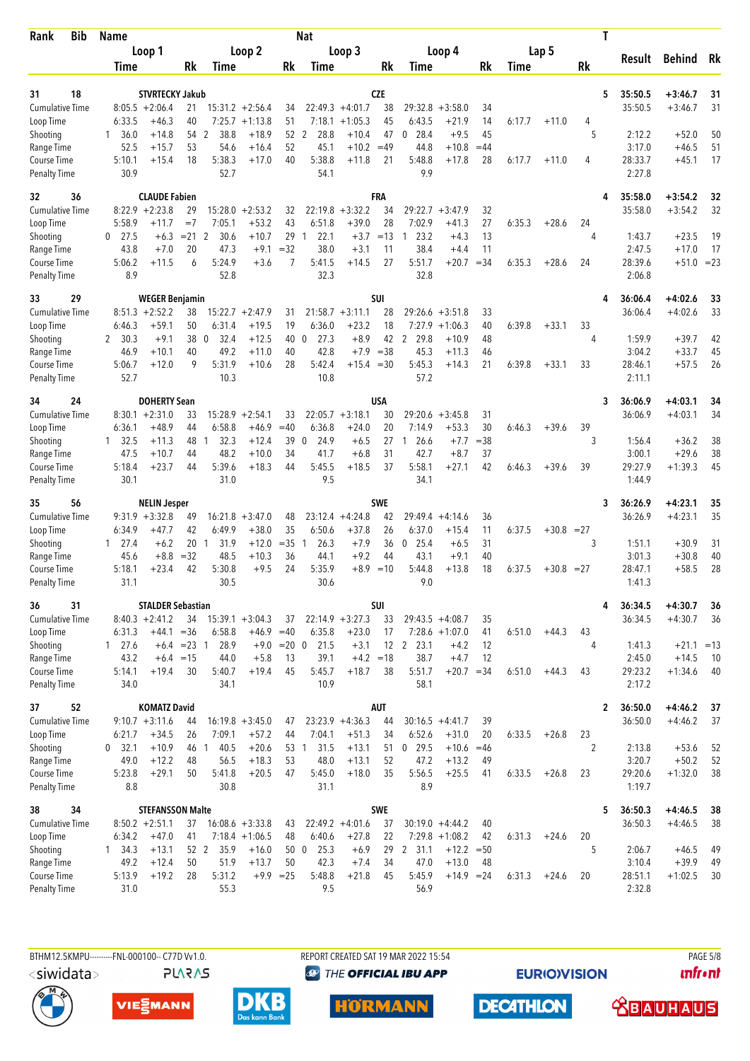| Rank | Bib | Name | | | Nat | | | | | | | | | | T | Result | Behind | Rk |
|---|---|---|---|---|---|---|---|---|---|---|---|---|---|---|---|---|---|---|
| | | Loop 1 | | | Loop 2 | | | Loop 3 | | | Loop 4 | | | Lap 5 | | | | |
| | | Time | | Rk | Time | | Rk | Time | | Rk | Time | | Rk | Time | | Rk | | |
| 31 | 18 | STVRTECKY Jakub | | | | | | CZE | | | | | | | | 5 | 35:50.5 | +3:46.7 | 31 |
| Cumulative Time | | 8:05.5 | +2:06.4 | 21 | 15:31.2 | +2:56.4 | 34 | 22:49.3 | +4:01.7 | 38 | 29:32.8 | +3:58.0 | 34 | | | | 35:50.5 | +3:46.7 | 31 |
| Loop Time | | 6:33.5 | +46.3 | 40 | 7:25.7 | +1:13.8 | 51 | 7:18.1 | +1:05.3 | 45 | 6:43.5 | +21.9 | 14 | 6:17.7 | +11.0 | 4 | | | |
| Shooting | | 1 36.0 | +14.8 | 54 | 2 38.8 | +18.9 | 52 | 2 28.8 | +10.4 | 47 | 0 28.4 | +9.5 | 45 | | | 5 | 2:12.2 | +52.0 | 50 |
| Range Time | | 52.5 | +15.7 | 53 | 54.6 | +16.4 | 52 | 45.1 | +10.2 | =49 | 44.8 | +10.8 | =44 | | | | 3:17.0 | +46.5 | 51 |
| Course Time | | 5:10.1 | +15.4 | 18 | 5:38.3 | +17.0 | 40 | 5:38.8 | +11.8 | 21 | 5:48.8 | +17.8 | 28 | 6:17.7 | +11.0 | 4 | 28:33.7 | +45.1 | 17 |
| Penalty Time | | 30.9 | | | 52.7 | | | 54.1 | | | 9.9 | | | | | | 2:27.8 | | |
| 32 | 36 | CLAUDE Fabien | | | | | | FRA | | | | | | | | 4 | 35:58.0 | +3:54.2 | 32 |
| Cumulative Time | | 8:22.9 | +2:23.8 | 29 | 15:28.0 | +2:53.2 | 32 | 22:19.8 | +3:32.2 | 34 | 29:22.7 | +3:47.9 | 32 | | | | 35:58.0 | +3:54.2 | 32 |
| Loop Time | | 5:58.9 | +11.7 | =7 | 7:05.1 | +53.2 | 43 | 6:51.8 | +39.0 | 28 | 7:02.9 | +41.3 | 27 | 6:35.3 | +28.6 | 24 | | | |
| Shooting | | 0 27.5 | +6.3 | =21 | 2 30.6 | +10.7 | 29 | 1 22.1 | +3.7 | =13 | 1 23.2 | +4.3 | 13 | | | 4 | 1:43.7 | +23.5 | 19 |
| Range Time | | 43.8 | +7.0 | 20 | 47.3 | +9.1 | =32 | 38.0 | +3.1 | 11 | 38.4 | +4.4 | 11 | | | | 2:47.5 | +17.0 | 17 |
| Course Time | | 5:06.2 | +11.5 | 6 | 5:24.9 | +3.6 | 7 | 5:41.5 | +14.5 | 27 | 5:51.7 | +20.7 | =34 | 6:35.3 | +28.6 | 24 | 28:39.6 | +51.0 | =23 |
| Penalty Time | | 8.9 | | | 52.8 | | | 32.3 | | | 32.8 | | | | | | 2:06.8 | | |
| 33 | 29 | WEGER Benjamin | | | | | | SUI | | | | | | | | 4 | 36:06.4 | +4:02.6 | 33 |
| Cumulative Time | | 8:51.3 | +2:52.2 | 38 | 15:22.7 | +2:47.9 | 31 | 21:58.7 | +3:11.1 | 28 | 29:26.6 | +3:51.8 | 33 | | | | 36:06.4 | +4:02.6 | 33 |
| Loop Time | | 6:46.3 | +59.1 | 50 | 6:31.4 | +19.5 | 19 | 6:36.0 | +23.2 | 18 | 7:27.9 | +1:06.3 | 40 | 6:39.8 | +33.1 | 33 | | | |
| Shooting | | 2 30.3 | +9.1 | 38 | 0 32.4 | +12.5 | 40 | 0 27.3 | +8.9 | 42 | 2 29.8 | +10.9 | 48 | | | 4 | 1:59.9 | +39.7 | 42 |
| Range Time | | 46.9 | +10.1 | 40 | 49.2 | +11.0 | 40 | 42.8 | +7.9 | =38 | 45.3 | +11.3 | 46 | | | | 3:04.2 | +33.7 | 45 |
| Course Time | | 5:06.7 | +12.0 | 9 | 5:31.9 | +10.6 | 28 | 5:42.4 | +15.4 | =30 | 5:45.3 | +14.3 | 21 | 6:39.8 | +33.1 | 33 | 28:46.1 | +57.5 | 26 |
| Penalty Time | | 52.7 | | | 10.3 | | | 10.8 | | | 57.2 | | | | | | 2:11.1 | | |
| 34 | 24 | DOHERTY Sean | | | | | | USA | | | | | | | | 3 | 36:06.9 | +4:03.1 | 34 |
| Cumulative Time | | 8:30.1 | +2:31.0 | 33 | 15:28.9 | +2:54.1 | 33 | 22:05.7 | +3:18.1 | 30 | 29:20.6 | +3:45.8 | 31 | | | | 36:06.9 | +4:03.1 | 34 |
| Loop Time | | 6:36.1 | +48.9 | 44 | 6:58.8 | +46.9 | =40 | 6:36.8 | +24.0 | 20 | 7:14.9 | +53.3 | 30 | 6:46.3 | +39.6 | 39 | | | |
| Shooting | | 1 32.5 | +11.3 | 48 | 1 32.3 | +12.4 | 39 | 0 24.9 | +6.5 | 27 | 1 26.6 | +7.7 | =38 | | | 3 | 1:56.4 | +36.2 | 38 |
| Range Time | | 47.5 | +10.7 | 44 | 48.2 | +10.0 | 34 | 41.7 | +6.8 | 31 | 42.7 | +8.7 | 37 | | | | 3:00.1 | +29.6 | 38 |
| Course Time | | 5:18.4 | +23.7 | 44 | 5:39.6 | +18.3 | 44 | 5:45.5 | +18.5 | 37 | 5:58.1 | +27.1 | 42 | 6:46.3 | +39.6 | 39 | 29:27.9 | +1:39.3 | 45 |
| Penalty Time | | 30.1 | | | 31.0 | | | 9.5 | | | 34.1 | | | | | | 1:44.9 | | |
| 35 | 56 | NELIN Jesper | | | | | | SWE | | | | | | | | 3 | 36:26.9 | +4:23.1 | 35 |
| Cumulative Time | | 9:31.9 | +3:32.8 | 49 | 16:21.8 | +3:47.0 | 48 | 23:12.4 | +4:24.8 | 42 | 29:49.4 | +4:14.6 | 36 | | | | 36:26.9 | +4:23.1 | 35 |
| Loop Time | | 6:34.9 | +47.7 | 42 | 6:49.9 | +38.0 | 35 | 6:50.6 | +37.8 | 26 | 6:37.0 | +15.4 | 11 | 6:37.5 | +30.8 | =27 | | | |
| Shooting | | 1 27.4 | +6.2 | 20 | 1 31.9 | +12.0 | =35 | 1 26.3 | +7.9 | 36 | 0 25.4 | +6.5 | 31 | | | 3 | 1:51.1 | +30.9 | 31 |
| Range Time | | 45.6 | +8.8 | =32 | 48.5 | +10.3 | 36 | 44.1 | +9.2 | 44 | 43.1 | +9.1 | 40 | | | | 3:01.3 | +30.8 | 40 |
| Course Time | | 5:18.1 | +23.4 | 42 | 5:30.8 | +9.5 | 24 | 5:35.9 | +8.9 | =10 | 5:44.8 | +13.8 | 18 | 6:37.5 | +30.8 | =27 | 28:47.1 | +58.5 | 28 |
| Penalty Time | | 31.1 | | | 30.5 | | | 30.6 | | | 9.0 | | | | | | 1:41.3 | | |
| 36 | 31 | STALDER Sebastian | | | | | | SUI | | | | | | | | 4 | 36:34.5 | +4:30.7 | 36 |
| Cumulative Time | | 8:40.3 | +2:41.2 | 34 | 15:39.1 | +3:04.3 | 37 | 22:14.9 | +3:27.3 | 33 | 29:43.5 | +4:08.7 | 35 | | | | 36:34.5 | +4:30.7 | 36 |
| Loop Time | | 6:31.3 | +44.1 | =36 | 6:58.8 | +46.9 | =40 | 6:35.8 | +23.0 | 17 | 7:28.6 | +1:07.0 | 41 | 6:51.0 | +44.3 | 43 | | | |
| Shooting | | 1 27.6 | +6.4 | =23 | 1 28.9 | +9.0 | =20 | 0 21.5 | +3.1 | 12 | 2 23.1 | +4.2 | 12 | | | 4 | 1:41.3 | +21.1 | =13 |
| Range Time | | 43.2 | +6.4 | =15 | 44.0 | +5.8 | 13 | 39.1 | +4.2 | =18 | 38.7 | +4.7 | 12 | | | | 2:45.0 | +14.5 | 10 |
| Course Time | | 5:14.1 | +19.4 | 30 | 5:40.7 | +19.4 | 45 | 5:45.7 | +18.7 | 38 | 5:51.7 | +20.7 | =34 | 6:51.0 | +44.3 | 43 | 29:23.2 | +1:34.6 | 40 |
| Penalty Time | | 34.0 | | | 34.1 | | | 10.9 | | | 58.1 | | | | | | 2:17.2 | | |
| 37 | 52 | KOMATZ David | | | | | | AUT | | | | | | | | 2 | 36:50.0 | +4:46.2 | 37 |
| Cumulative Time | | 9:10.7 | +3:11.6 | 44 | 16:19.8 | +3:45.0 | 47 | 23:23.9 | +4:36.3 | 44 | 30:16.5 | +4:41.7 | 39 | | | | 36:50.0 | +4:46.2 | 37 |
| Loop Time | | 6:21.7 | +34.5 | 26 | 7:09.1 | +57.2 | 44 | 7:04.1 | +51.3 | 34 | 6:52.6 | +31.0 | 20 | 6:33.5 | +26.8 | 23 | | | |
| Shooting | | 0 32.1 | +10.9 | 46 | 1 40.5 | +20.6 | 53 | 1 31.5 | +13.1 | 51 | 0 29.5 | +10.6 | =46 | | | 2 | 2:13.8 | +53.6 | 52 |
| Range Time | | 49.0 | +12.2 | 48 | 56.5 | +18.3 | 53 | 48.0 | +13.1 | 52 | 47.2 | +13.2 | 49 | | | | 3:20.7 | +50.2 | 52 |
| Course Time | | 5:23.8 | +29.1 | 50 | 5:41.8 | +20.5 | 47 | 5:45.0 | +18.0 | 35 | 5:56.5 | +25.5 | 41 | 6:33.5 | +26.8 | 23 | 29:20.6 | +1:32.0 | 38 |
| Penalty Time | | 8.8 | | | 30.8 | | | 31.1 | | | 8.9 | | | | | | 1:19.7 | | |
| 38 | 34 | STEFANSSON Malte | | | | | | SWE | | | | | | | | 5 | 36:50.3 | +4:46.5 | 38 |
| Cumulative Time | | 8:50.2 | +2:51.1 | 37 | 16:08.6 | +3:33.8 | 43 | 22:49.2 | +4:01.6 | 37 | 30:19.0 | +4:44.2 | 40 | | | | 36:50.3 | +4:46.5 | 38 |
| Loop Time | | 6:34.2 | +47.0 | 41 | 7:18.4 | +1:06.5 | 48 | 6:40.6 | +27.8 | 22 | 7:29.8 | +1:08.2 | 42 | 6:31.3 | +24.6 | 20 | | | |
| Shooting | | 1 34.3 | +13.1 | 52 | 2 35.9 | +16.0 | 50 | 0 25.3 | +6.9 | 29 | 2 31.1 | +12.2 | =50 | | | 5 | 2:06.7 | +46.5 | 49 |
| Range Time | | 49.2 | +12.4 | 50 | 51.9 | +13.7 | 50 | 42.3 | +7.4 | 34 | 47.0 | +13.0 | 48 | | | | 3:10.4 | +39.9 | 49 |
| Course Time | | 5:13.9 | +19.2 | 28 | 5:31.2 | +9.9 | =25 | 5:48.8 | +21.8 | 45 | 5:45.9 | +14.9 | =24 | 6:31.3 | +24.6 | 20 | 28:51.1 | +1:02.5 | 30 |
| Penalty Time | | 31.0 | | | 55.3 | | | 9.5 | | | 56.9 | | | | | | 2:32.8 | | |

BTHM12.5KMPU----------FNL-000100-- C77D Vv1.0. REPORT CREATED SAT 19 MAR 2022 15:54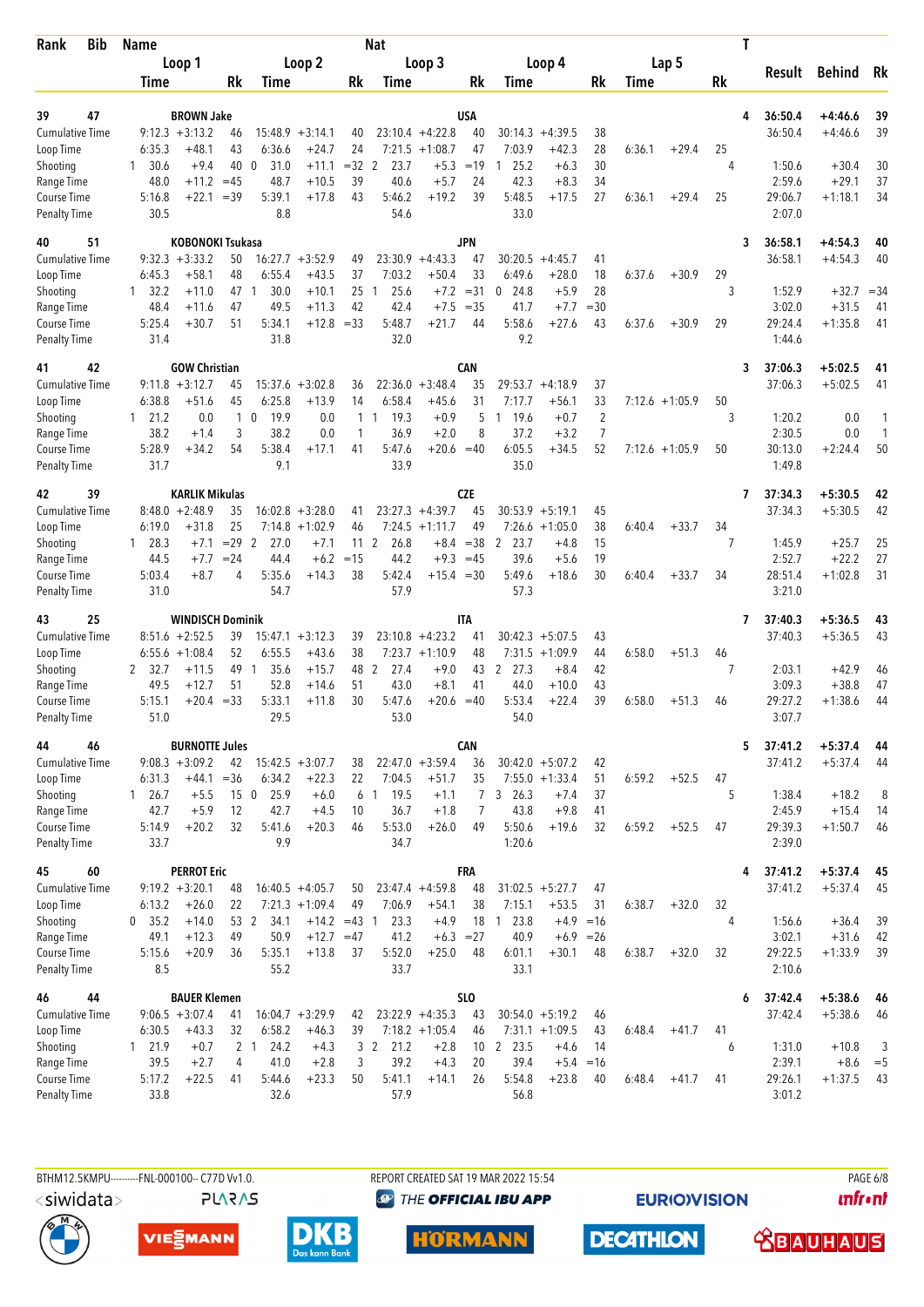| Rank | Bib | Name | | | | | | Nat | | | | | | | | T | Result | Behind | Rk |
|---|---|---|---|---|---|---|---|---|---|---|---|---|---|---|---|---|---|---|---|
| | | Loop 1 | | | Loop 2 | | | Loop 3 | | | Loop 4 | | | Lap 5 | | | | | |
| | | Time | | Rk | Time | | Rk | Time | | Rk | Time | | Rk | Time | | Rk | | | |
| 39 | 47 | BROWN Jake | | | | | | USA | | | | | | | | 4 | 36:50.4 | +4:46.6 | 39 |
| Cumulative Time | | 9:12.3 | +3:13.2 | 46 | 15:48.9 | +3:14.1 | 40 | 23:10.4 | +4:22.8 | 40 | 30:14.3 | +4:39.5 | 38 | | | | 36:50.4 | +4:46.6 | 39 |
| Loop Time | | 6:35.3 | +48.1 | 43 | 6:36.6 | +24.7 | 24 | 7:21.5 | +1:08.7 | 47 | 7:03.9 | +42.3 | 28 | 6:36.1 | +29.4 | 25 | | | |
| Shooting | | 1 30.6 | +9.4 | 40 | 0 31.0 | +11.1 | =32 | 2 23.7 | +5.3 | =19 | 1 25.2 | +6.3 | 30 | | | 4 | 1:50.6 | +30.4 | 30 |
| Range Time | | 48.0 | +11.2 | =45 | 48.7 | +10.5 | 39 | 40.6 | +5.7 | 24 | 42.3 | +8.3 | 34 | | | | 2:59.6 | +29.1 | 37 |
| Course Time | | 5:16.8 | +22.1 | =39 | 5:39.1 | +17.8 | 43 | 5:46.2 | +19.2 | 39 | 5:48.5 | +17.5 | 27 | 6:36.1 | +29.4 | 25 | 29:06.7 | +1:18.1 | 34 |
| Penalty Time | | 30.5 | | | 8.8 | | | 54.6 | | | 33.0 | | | | | | 2:07.0 | | |
| 40 | 51 | KOBONOKI Tsukasa | | | | | | JPN | | | | | | | | 3 | 36:58.1 | +4:54.3 | 40 |
| Cumulative Time | | 9:32.3 | +3:33.2 | 50 | 16:27.7 | +3:52.9 | 49 | 23:30.9 | +4:43.3 | 47 | 30:20.5 | +4:45.7 | 41 | | | | 36:58.1 | +4:54.3 | 40 |
| Loop Time | | 6:45.3 | +58.1 | 48 | 6:55.4 | +43.5 | 37 | 7:03.2 | +50.4 | 33 | 6:49.6 | +28.0 | 18 | 6:37.6 | +30.9 | 29 | | | |
| Shooting | | 1 32.2 | +11.0 | 47 | 1 30.0 | +10.1 | 25 | 1 25.6 | +7.2 | =31 | 0 24.8 | +5.9 | 28 | | | 3 | 1:52.9 | +32.7 | =34 |
| Range Time | | 48.4 | +11.6 | 47 | 49.5 | +11.3 | 42 | 42.4 | +7.5 | =35 | 41.7 | +7.7 | =30 | | | | 3:02.0 | +31.5 | 41 |
| Course Time | | 5:25.4 | +30.7 | 51 | 5:34.1 | +12.8 | =33 | 5:48.7 | +21.7 | 44 | 5:58.6 | +27.6 | 43 | 6:37.6 | +30.9 | 29 | 29:24.4 | +1:35.8 | 41 |
| Penalty Time | | 31.4 | | | 31.8 | | | 32.0 | | | 9.2 | | | | | | 1:44.6 | | |
| 41 | 42 | GOW Christian | | | | | | CAN | | | | | | | | 3 | 37:06.3 | +5:02.5 | 41 |
| Cumulative Time | | 9:11.8 | +3:12.7 | 45 | 15:37.6 | +3:02.8 | 36 | 22:36.0 | +3:48.4 | 35 | 29:53.7 | +4:18.9 | 37 | | | | 37:06.3 | +5:02.5 | 41 |
| Loop Time | | 6:38.8 | +51.6 | 45 | 6:25.8 | +13.9 | 14 | 6:58.4 | +45.6 | 31 | 7:17.7 | +56.1 | 33 | 7:12.6 | +1:05.9 | 50 | | | |
| Shooting | | 1 21.2 | 0.0 | 1 | 0 19.9 | 0.0 | 1 | 1 19.3 | +0.9 | 5 | 1 19.6 | +0.7 | 2 | | | 3 | 1:20.2 | 0.0 | 1 |
| Range Time | | 38.2 | +1.4 | 3 | 38.2 | 0.0 | 1 | 36.9 | +2.0 | 8 | 37.2 | +3.2 | 7 | | | | 2:30.5 | 0.0 | 1 |
| Course Time | | 5:28.9 | +34.2 | 54 | 5:38.4 | +17.1 | 41 | 5:47.6 | +20.6 | =40 | 6:05.5 | +34.5 | 52 | 7:12.6 | +1:05.9 | 50 | 30:13.0 | +2:24.4 | 50 |
| Penalty Time | | 31.7 | | | 9.1 | | | 33.9 | | | 35.0 | | | | | | 1:49.8 | | |
| 42 | 39 | KARLIK Mikulas | | | | | | CZE | | | | | | | | 7 | 37:34.3 | +5:30.5 | 42 |
| Cumulative Time | | 8:48.0 | +2:48.9 | 35 | 16:02.8 | +3:28.0 | 41 | 23:27.3 | +4:39.7 | 45 | 30:53.9 | +5:19.1 | 45 | | | | 37:34.3 | +5:30.5 | 42 |
| Loop Time | | 6:19.0 | +31.8 | 25 | 7:14.8 | +1:02.9 | 46 | 7:24.5 | +1:11.7 | 49 | 7:26.6 | +1:05.0 | 38 | 6:40.4 | +33.7 | 34 | | | |
| Shooting | | 1 28.3 | +7.1 | =29 | 2 27.0 | +7.1 | 11 | 2 26.8 | +8.4 | =38 | 2 23.7 | +4.8 | 15 | | | 7 | 1:45.9 | +25.7 | 25 |
| Range Time | | 44.5 | +7.7 | =24 | 44.4 | +6.2 | =15 | 44.2 | +9.3 | =45 | 39.6 | +5.6 | 19 | | | | 2:52.7 | +22.2 | 27 |
| Course Time | | 5:03.4 | +8.7 | 4 | 5:35.6 | +14.3 | 38 | 5:42.4 | +15.4 | =30 | 5:49.6 | +18.6 | 30 | 6:40.4 | +33.7 | 34 | 28:51.4 | +1:02.8 | 31 |
| Penalty Time | | 31.0 | | | 54.7 | | | 57.9 | | | 57.3 | | | | | | 3:21.0 | | |
| 43 | 25 | WINDISCH Dominik | | | | | | ITA | | | | | | | | 7 | 37:40.3 | +5:36.5 | 43 |
| Cumulative Time | | 8:51.6 | +2:52.5 | 39 | 15:47.1 | +3:12.3 | 39 | 23:10.8 | +4:23.2 | 41 | 30:42.3 | +5:07.5 | 43 | | | | 37:40.3 | +5:36.5 | 43 |
| Loop Time | | 6:55.6 | +1:08.4 | 52 | 6:55.5 | +43.6 | 38 | 7:23.7 | +1:10.9 | 48 | 7:31.5 | +1:09.9 | 44 | 6:58.0 | +51.3 | 46 | | | |
| Shooting | | 2 32.7 | +11.5 | 49 | 1 35.6 | +15.7 | 48 | 2 27.4 | +9.0 | 43 | 2 27.3 | +8.4 | 42 | | | 7 | 2:03.1 | +42.9 | 46 |
| Range Time | | 49.5 | +12.7 | 51 | 52.8 | +14.6 | 51 | 43.0 | +8.1 | 41 | 44.0 | +10.0 | 43 | | | | 3:09.3 | +38.8 | 47 |
| Course Time | | 5:15.1 | +20.4 | =33 | 5:33.1 | +11.8 | 30 | 5:47.6 | +20.6 | =40 | 5:53.4 | +22.4 | 39 | 6:58.0 | +51.3 | 46 | 29:27.2 | +1:38.6 | 44 |
| Penalty Time | | 51.0 | | | 29.5 | | | 53.0 | | | 54.0 | | | | | | 3:07.7 | | |
| 44 | 46 | BURNOTTE Jules | | | | | | CAN | | | | | | | | 5 | 37:41.2 | +5:37.4 | 44 |
| Cumulative Time | | 9:08.3 | +3:09.2 | 42 | 15:42.5 | +3:07.7 | 38 | 22:47.0 | +3:59.4 | 36 | 30:42.0 | +5:07.2 | 42 | | | | 37:41.2 | +5:37.4 | 44 |
| Loop Time | | 6:31.3 | +44.1 | =36 | 6:34.2 | +22.3 | 22 | 7:04.5 | +51.7 | 35 | 7:55.0 | +1:33.4 | 51 | 6:59.2 | +52.5 | 47 | | | |
| Shooting | | 1 26.7 | +5.5 | 15 | 0 25.9 | +6.0 | 6 | 1 19.5 | +1.1 | 7 | 3 26.3 | +7.4 | 37 | | | 5 | 1:38.4 | +18.2 | 8 |
| Range Time | | 42.7 | +5.9 | 12 | 42.7 | +4.5 | 10 | 36.7 | +1.8 | 7 | 43.8 | +9.8 | 41 | | | | 2:45.9 | +15.4 | 14 |
| Course Time | | 5:14.9 | +20.2 | 32 | 5:41.6 | +20.3 | 46 | 5:53.0 | +26.0 | 49 | 5:50.6 | +19.6 | 32 | 6:59.2 | +52.5 | 47 | 29:39.3 | +1:50.7 | 46 |
| Penalty Time | | 33.7 | | | 9.9 | | | 34.7 | | | 1:20.6 | | | | | | 2:39.0 | | |
| 45 | 60 | PERROT Eric | | | | | | FRA | | | | | | | | 4 | 37:41.2 | +5:37.4 | 45 |
| Cumulative Time | | 9:19.2 | +3:20.1 | 48 | 16:40.5 | +4:05.7 | 50 | 23:47.4 | +4:59.8 | 48 | 31:02.5 | +5:27.7 | 47 | | | | 37:41.2 | +5:37.4 | 45 |
| Loop Time | | 6:13.2 | +26.0 | 22 | 7:21.3 | +1:09.4 | 49 | 7:06.9 | +54.1 | 38 | 7:15.1 | +53.5 | 31 | 6:38.7 | +32.0 | 32 | | | |
| Shooting | | 0 35.2 | +14.0 | 53 | 2 34.1 | +14.2 | =43 | 1 23.3 | +4.9 | 18 | 1 23.8 | +4.9 | =16 | | | 4 | 1:56.6 | +36.4 | 39 |
| Range Time | | 49.1 | +12.3 | 49 | 50.9 | +12.7 | =47 | 41.2 | +6.3 | =27 | 40.9 | +6.9 | =26 | | | | 3:02.1 | +31.6 | 42 |
| Course Time | | 5:15.6 | +20.9 | 36 | 5:35.1 | +13.8 | 37 | 5:52.0 | +25.0 | 48 | 6:01.1 | +30.1 | 48 | 6:38.7 | +32.0 | 32 | 29:22.5 | +1:33.9 | 39 |
| Penalty Time | | 8.5 | | | 55.2 | | | 33.7 | | | 33.1 | | | | | | 2:10.6 | | |
| 46 | 44 | BAUER Klemen | | | | | | SLO | | | | | | | | 6 | 37:42.4 | +5:38.6 | 46 |
| Cumulative Time | | 9:06.5 | +3:07.4 | 41 | 16:04.7 | +3:29.9 | 42 | 23:22.9 | +4:35.3 | 43 | 30:54.0 | +5:19.2 | 46 | | | | 37:42.4 | +5:38.6 | 46 |
| Loop Time | | 6:30.5 | +43.3 | 32 | 6:58.2 | +46.3 | 39 | 7:18.2 | +1:05.4 | 46 | 7:31.1 | +1:09.5 | 43 | 6:48.4 | +41.7 | 41 | | | |
| Shooting | | 1 21.9 | +0.7 | 2 | 1 24.2 | +4.3 | 3 | 2 21.2 | +2.8 | 10 | 2 23.5 | +4.6 | 14 | | | 6 | 1:31.0 | +10.8 | 3 |
| Range Time | | 39.5 | +2.7 | 4 | 41.0 | +2.8 | 3 | 39.2 | +4.3 | 20 | 39.4 | +5.4 | =16 | | | | 2:39.1 | +8.6 | =5 |
| Course Time | | 5:17.2 | +22.5 | 41 | 5:44.6 | +23.3 | 50 | 5:41.1 | +14.1 | 26 | 5:54.8 | +23.8 | 40 | 6:48.4 | +41.7 | 41 | 29:26.1 | +1:37.5 | 43 |
| Penalty Time | | 33.8 | | | 32.6 | | | 57.9 | | | 56.8 | | | | | | 3:01.2 | | |

BTHM12.5KMPU----------FNL-000100-- C77D Vv1.0. REPORT CREATED SAT 19 MAR 2022 15:54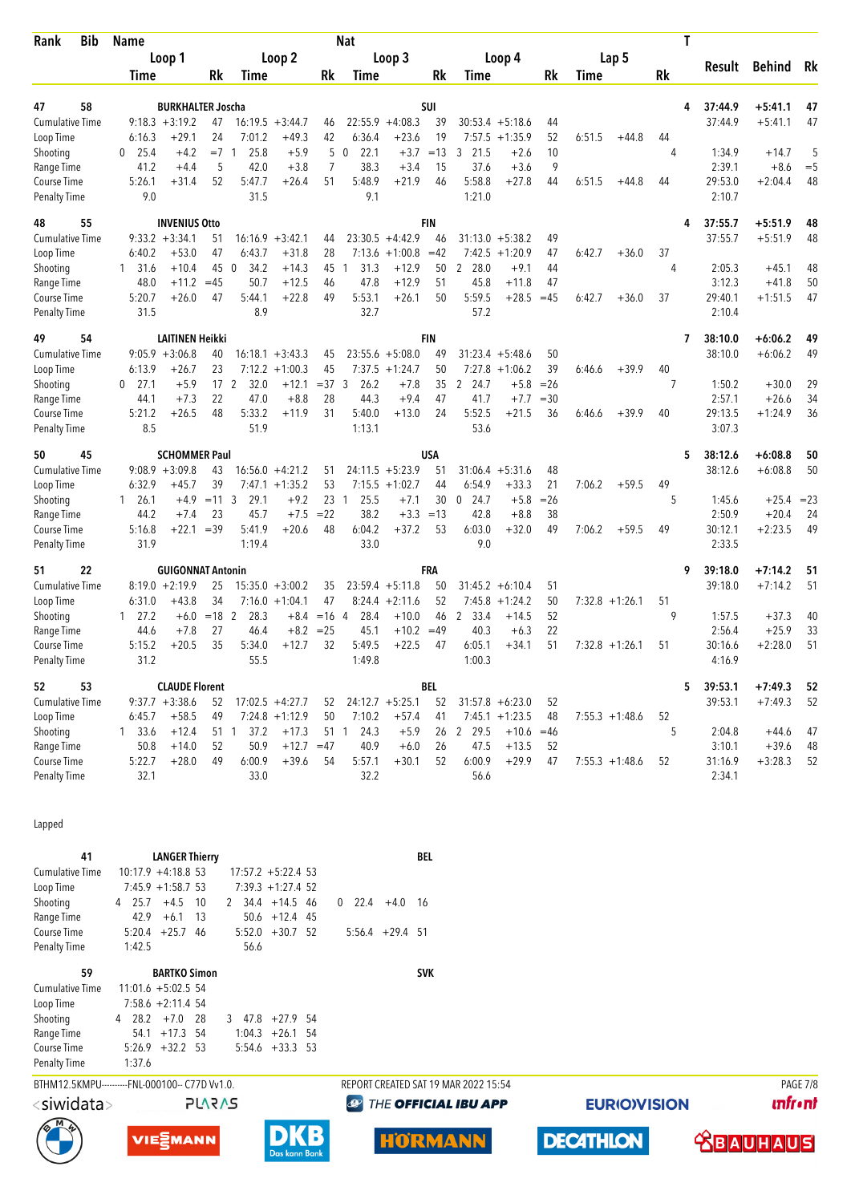| Rank | Bib | Name | | | Nat | | | | | | | | | T | Result | Behind | Rk |
|---|---|---|---|---|---|---|---|---|---|---|---|---|---|---|---|---|---|
| | | Loop 1 | | | Loop 2 | | | Loop 3 | | | Loop 4 | | | Lap 5 | | | |
| | | Time | | Rk | Time | | Rk | Time | | Rk | Time | | Rk | Time | | Rk | |
| 47 | 58 | BURKHALTER Joscha | | | | | | SUI | | | | | | | 4 | 37:44.9 | +5:41.1 | 47 |
| Cumulative Time | | 9:18.3 | +3:19.2 | 47 | 16:19.5 | +3:44.7 | 46 | 22:55.9 | +4:08.3 | 39 | 30:53.4 | +5:18.6 | 44 | | | 37:44.9 | +5:41.1 | 47 |
| Loop Time | | 6:16.3 | +29.1 | 24 | 7:01.2 | +49.3 | 42 | 6:36.4 | +23.6 | 19 | 7:57.5 | +1:35.9 | 52 | 6:51.5 | +44.8 | 44 | | |
| Shooting | | 0 25.4 | +4.2 | =7 | 1 25.8 | +5.9 | 5 | 0 22.1 | +3.7 | =13 | 3 21.5 | +2.6 | 10 | | | 4 | 1:34.9 | +14.7 | 5 |
| Range Time | | 41.2 | +4.4 | 5 | 42.0 | +3.8 | 7 | 38.3 | +3.4 | 15 | 37.6 | +3.6 | 9 | | | | 2:39.1 | +8.6 | =5 |
| Course Time | | 5:26.1 | +31.4 | 52 | 5:47.7 | +26.4 | 51 | 5:48.9 | +21.9 | 46 | 5:58.8 | +27.8 | 44 | 6:51.5 | +44.8 | 44 | 29:53.0 | +2:04.4 | 48 |
| Penalty Time | | 9.0 | | | 31.5 | | | 9.1 | | | 1:21.0 | | | | | | 2:10.7 | | |
| 48 | 55 | INVENIUS Otto | | | | | | FIN | | | | | | | 4 | 37:55.7 | +5:51.9 | 48 |
| Cumulative Time | | 9:33.2 | +3:34.1 | 51 | 16:16.9 | +3:42.1 | 44 | 23:30.5 | +4:42.9 | 46 | 31:13.0 | +5:38.2 | 49 | | | 37:55.7 | +5:51.9 | 48 |
| Loop Time | | 6:40.2 | +53.0 | 47 | 6:43.7 | +31.8 | 28 | 7:13.6 | +1:00.8 | =42 | 7:42.5 | +1:20.9 | 47 | 6:42.7 | +36.0 | 37 | | |
| Shooting | | 1 31.6 | +10.4 | 45 | 0 34.2 | +14.3 | 45 | 1 31.3 | +12.9 | 50 | 2 28.0 | +9.1 | 44 | | | 4 | 2:05.3 | +45.1 | 48 |
| Range Time | | 48.0 | +11.2 | =45 | 50.7 | +12.5 | 46 | 47.8 | +12.9 | 51 | 45.8 | +11.8 | 47 | | | | 3:12.3 | +41.8 | 50 |
| Course Time | | 5:20.7 | +26.0 | 47 | 5:44.1 | +22.8 | 49 | 5:53.1 | +26.1 | 50 | 5:59.5 | +28.5 | =45 | 6:42.7 | +36.0 | 37 | 29:40.1 | +1:51.5 | 47 |
| Penalty Time | | 31.5 | | | 8.9 | | | 32.7 | | | 57.2 | | | | | | 2:10.4 | | |
| 49 | 54 | LAITINEN Heikki | | | | | | FIN | | | | | | | 7 | 38:10.0 | +6:06.2 | 49 |
| Cumulative Time | | 9:05.9 | +3:06.8 | 40 | 16:18.1 | +3:43.3 | 45 | 23:55.6 | +5:08.0 | 49 | 31:23.4 | +5:48.6 | 50 | | | 38:10.0 | +6:06.2 | 49 |
| Loop Time | | 6:13.9 | +26.7 | 23 | 7:12.2 | +1:00.3 | 45 | 7:37.5 | +1:24.7 | 50 | 7:27.8 | +1:06.2 | 39 | 6:46.6 | +39.9 | 40 | | |
| Shooting | | 0 27.1 | +5.9 | 17 | 2 32.0 | +12.1 | =37 | 3 26.2 | +7.8 | 35 | 2 24.7 | +5.8 | =26 | | | 7 | 1:50.2 | +30.0 | 29 |
| Range Time | | 44.1 | +7.3 | 22 | 47.0 | +8.8 | 28 | 44.3 | +9.4 | 47 | 41.7 | +7.7 | =30 | | | | 2:57.1 | +26.6 | 34 |
| Course Time | | 5:21.2 | +26.5 | 48 | 5:33.2 | +11.9 | 31 | 5:40.0 | +13.0 | 24 | 5:52.5 | +21.5 | 36 | 6:46.6 | +39.9 | 40 | 29:13.5 | +1:24.9 | 36 |
| Penalty Time | | 8.5 | | | 51.9 | | | 1:13.1 | | | 53.6 | | | | | | 3:07.3 | | |
| 50 | 45 | SCHOMMER Paul | | | | | | USA | | | | | | | 5 | 38:12.6 | +6:08.8 | 50 |
| Cumulative Time | | 9:08.9 | +3:09.8 | 43 | 16:56.0 | +4:21.2 | 51 | 24:11.5 | +5:23.9 | 51 | 31:06.4 | +5:31.6 | 48 | | | 38:12.6 | +6:08.8 | 50 |
| Loop Time | | 6:32.9 | +45.7 | 39 | 7:47.1 | +1:35.2 | 53 | 7:15.5 | +1:02.7 | 44 | 6:54.9 | +33.3 | 21 | 7:06.2 | +59.5 | 49 | | |
| Shooting | | 1 26.1 | +4.9 | =11 | 3 29.1 | +9.2 | 23 | 1 25.5 | +7.1 | 30 | 0 24.7 | +5.8 | =26 | | | 5 | 1:45.6 | +25.4 | =23 |
| Range Time | | 44.2 | +7.4 | 23 | 45.7 | +7.5 | =22 | 38.2 | +3.3 | =13 | 42.8 | +8.8 | 38 | | | | 2:50.9 | +20.4 | 24 |
| Course Time | | 5:16.8 | +22.1 | =39 | 5:41.9 | +20.6 | 48 | 6:04.2 | +37.2 | 53 | 6:03.0 | +32.0 | 49 | 7:06.2 | +59.5 | 49 | 30:12.1 | +2:23.5 | 49 |
| Penalty Time | | 31.9 | | | 1:19.4 | | | 33.0 | | | 9.0 | | | | | | 2:33.5 | | |
| 51 | 22 | GUIGONNAT Antonin | | | | | | FRA | | | | | | | 9 | 39:18.0 | +7:14.2 | 51 |
| Cumulative Time | | 8:19.0 | +2:19.9 | 25 | 15:35.0 | +3:00.2 | 35 | 23:59.4 | +5:11.8 | 50 | 31:45.2 | +6:10.4 | 51 | | | 39:18.0 | +7:14.2 | 51 |
| Loop Time | | 6:31.0 | +43.8 | 34 | 7:16.0 | +1:04.1 | 47 | 8:24.4 | +2:11.6 | 52 | 7:45.8 | +1:24.2 | 50 | 7:32.8 | +1:26.1 | 51 | | |
| Shooting | | 1 27.2 | +6.0 | =18 | 2 28.3 | +8.4 | =16 | 4 28.4 | +10.0 | 46 | 2 33.4 | +14.5 | 52 | | | 9 | 1:57.5 | +37.3 | 40 |
| Range Time | | 44.6 | +7.8 | 27 | 46.4 | +8.2 | =25 | 45.1 | +10.2 | =49 | 40.3 | +6.3 | 22 | | | | 2:56.4 | +25.9 | 33 |
| Course Time | | 5:15.2 | +20.5 | 35 | 5:34.0 | +12.7 | 32 | 5:49.5 | +22.5 | 47 | 6:05.1 | +34.1 | 51 | 7:32.8 | +1:26.1 | 51 | 30:16.6 | +2:28.0 | 51 |
| Penalty Time | | 31.2 | | | 55.5 | | | 1:49.8 | | | 1:00.3 | | | | | | 4:16.9 | | |
| 52 | 53 | CLAUDE Florent | | | | | | BEL | | | | | | | 5 | 39:53.1 | +7:49.3 | 52 |
| Cumulative Time | | 9:37.7 | +3:38.6 | 52 | 17:02.5 | +4:27.7 | 52 | 24:12.7 | +5:25.1 | 52 | 31:57.8 | +6:23.0 | 52 | | | 39:53.1 | +7:49.3 | 52 |
| Loop Time | | 6:45.7 | +58.5 | 49 | 7:24.8 | +1:12.9 | 50 | 7:10.2 | +57.4 | 41 | 7:45.1 | +1:23.5 | 48 | 7:55.3 | +1:48.6 | 52 | | |
| Shooting | | 1 33.6 | +12.4 | 51 | 1 37.2 | +17.3 | 51 | 1 24.3 | +5.9 | 26 | 2 29.5 | +10.6 | =46 | | | 5 | 2:04.8 | +44.6 | 47 |
| Range Time | | 50.8 | +14.0 | 52 | 50.9 | +12.7 | =47 | 40.9 | +6.0 | 26 | 47.5 | +13.5 | 52 | | | | 3:10.1 | +39.6 | 48 |
| Course Time | | 5:22.7 | +28.0 | 49 | 6:00.9 | +39.6 | 54 | 5:57.1 | +30.1 | 52 | 6:00.9 | +29.9 | 47 | 7:55.3 | +1:48.6 | 52 | 31:16.9 | +3:28.3 | 52 |
| Penalty Time | | 32.1 | | | 33.0 | | | 32.2 | | | 56.6 | | | | | | 2:34.1 | | |

Lapped

| Rank | Bib | Name | | | | | | Nat | | |
|---|---|---|---|---|---|---|---|---|---|---|
| | 41 | LANGER Thierry | | | | | | BEL | | |
| Cumulative Time | | 10:17.9 | +4:18.8 | 53 | 17:57.2 | +5:22.4 | 53 | | | |
| Loop Time | | 7:45.9 | +1:58.7 | 53 | 7:39.3 | +1:27.4 | 52 | | | |
| Shooting | | 4 25.7 | +4.5 | 10 | 2 34.4 | +14.5 | 46 | 0 22.4 | +4.0 | 16 |
| Range Time | | 42.9 | +6.1 | 13 | 50.6 | +12.4 | 45 | | | |
| Course Time | | 5:20.4 | +25.7 | 46 | 5:52.0 | +30.7 | 52 | 5:56.4 | +29.4 | 51 |
| Penalty Time | | 1:42.5 | | | 56.6 | | | | | |
| | 59 | BARTKO Simon | | | | | | SVK | | |
| Cumulative Time | | 11:01.6 | +5:02.5 | 54 | | | | | | |
| Loop Time | | 7:58.6 | +2:11.4 | 54 | | | | | | |
| Shooting | | 4 28.2 | +7.0 | 28 | 3 47.8 | +27.9 | 54 | | | |
| Range Time | | 54.1 | +17.3 | 54 | 1:04.3 | +26.1 | 54 | | | |
| Course Time | | 5:26.9 | +32.2 | 53 | 5:54.6 | +33.3 | 53 | | | |
| Penalty Time | | 1:37.6 | | | | | | | | |

BTHM12.5KMPU----------FNL-000100-- C77D Vv1.0. REPORT CREATED SAT 19 MAR 2022 15:54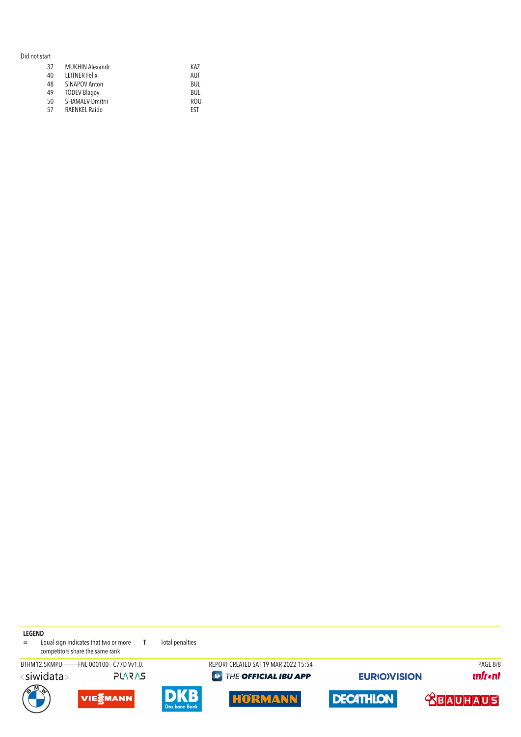Did not start

| | | |
|---|---|---|
| 37 | MUKHIN Alexandr | KAZ |
| 40 | LEITNER Felix | AUT |
| 48 | SINAPOV Anton | BUL |
| 49 | TODEV Blagoy | BUL |
| 50 | SHAMAEV Dmitrii | ROU |
| 57 | RAENKEL Raido | EST |

**LEGEND**

| | | | |
|---|---|---|---|
| = | Equal sign indicates that two or more competitors share the same rank | T | Total penalties |

BTHM12.5KMPU----------FNL-000100-- C77D Vv1.0. REPORT CREATED SAT 19 MAR 2022 15:54